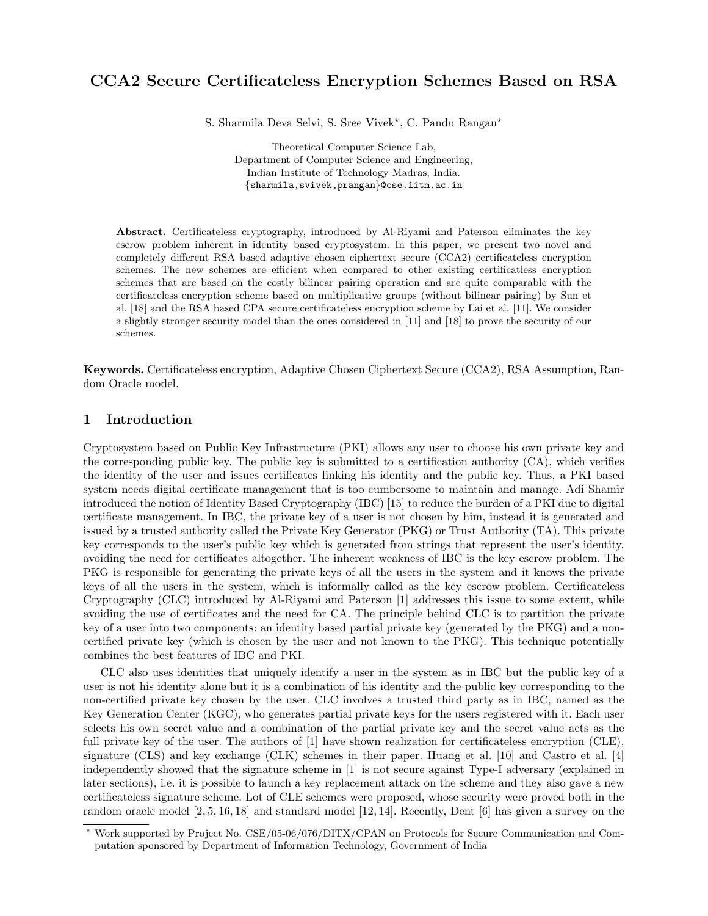# CCA2 Secure Certificateless Encryption Schemes Based on RSA

S. Sharmila Deva Selvi, S. Sree Vivek*, C. Pandu Rangan*

Theoretical Computer Science Lab,
Department of Computer Science and Engineering,
Indian Institute of Technology Madras, India.
{sharmila,svivek,prangan}@cse.iitm.ac.in

**Abstract.** Certificateless cryptography, introduced by Al-Riyami and Paterson eliminates the key escrow problem inherent in identity based cryptosystem. In this paper, we present two novel and completely different RSA based adaptive chosen ciphertext secure (CCA2) certificateless encryption schemes. The new schemes are efficient when compared to other existing certificatless encryption schemes that are based on the costly bilinear pairing operation and are quite comparable with the certificateless encryption scheme based on multiplicative groups (without bilinear pairing) by Sun et al. [18] and the RSA based CPA secure certificateless encryption scheme by Lai et al. [11]. We consider a slightly stronger security model than the ones considered in [11] and [18] to prove the security of our schemes.

**Keywords.** Certificateless encryption, Adaptive Chosen Ciphertext Secure (CCA2), RSA Assumption, Random Oracle model.

## 1 Introduction

Cryptosystem based on Public Key Infrastructure (PKI) allows any user to choose his own private key and the corresponding public key. The public key is submitted to a certification authority (CA), which verifies the identity of the user and issues certificates linking his identity and the public key. Thus, a PKI based system needs digital certificate management that is too cumbersome to maintain and manage. Adi Shamir introduced the notion of Identity Based Cryptography (IBC) [15] to reduce the burden of a PKI due to digital certificate management. In IBC, the private key of a user is not chosen by him, instead it is generated and issued by a trusted authority called the Private Key Generator (PKG) or Trust Authority (TA). This private key corresponds to the user's public key which is generated from strings that represent the user's identity, avoiding the need for certificates altogether. The inherent weakness of IBC is the key escrow problem. The PKG is responsible for generating the private keys of all the users in the system and it knows the private keys of all the users in the system, which is informally called as the key escrow problem. Certificateless Cryptography (CLC) introduced by Al-Riyami and Paterson [1] addresses this issue to some extent, while avoiding the use of certificates and the need for CA. The principle behind CLC is to partition the private key of a user into two components: an identity based partial private key (generated by the PKG) and a non-certified private key (which is chosen by the user and not known to the PKG). This technique potentially combines the best features of IBC and PKI.

CLC also uses identities that uniquely identify a user in the system as in IBC but the public key of a user is not his identity alone but it is a combination of his identity and the public key corresponding to the non-certified private key chosen by the user. CLC involves a trusted third party as in IBC, named as the Key Generation Center (KGC), who generates partial private keys for the users registered with it. Each user selects his own secret value and a combination of the partial private key and the secret value acts as the full private key of the user. The authors of [1] have shown realization for certificateless encryption (CLE), signature (CLS) and key exchange (CLK) schemes in their paper. Huang et al. [10] and Castro et al. [4] independently showed that the signature scheme in [1] is not secure against Type-I adversary (explained in later sections), i.e. it is possible to launch a key replacement attack on the scheme and they also gave a new certificateless signature scheme. Lot of CLE schemes were proposed, whose security were proved both in the random oracle model [2, 5, 16, 18] and standard model [12, 14]. Recently, Dent [6] has given a survey on the

* Work supported by Project No. CSE/05-06/076/DITX/CPAN on Protocols for Secure Communication and Computation sponsored by Department of Information Technology, Government of India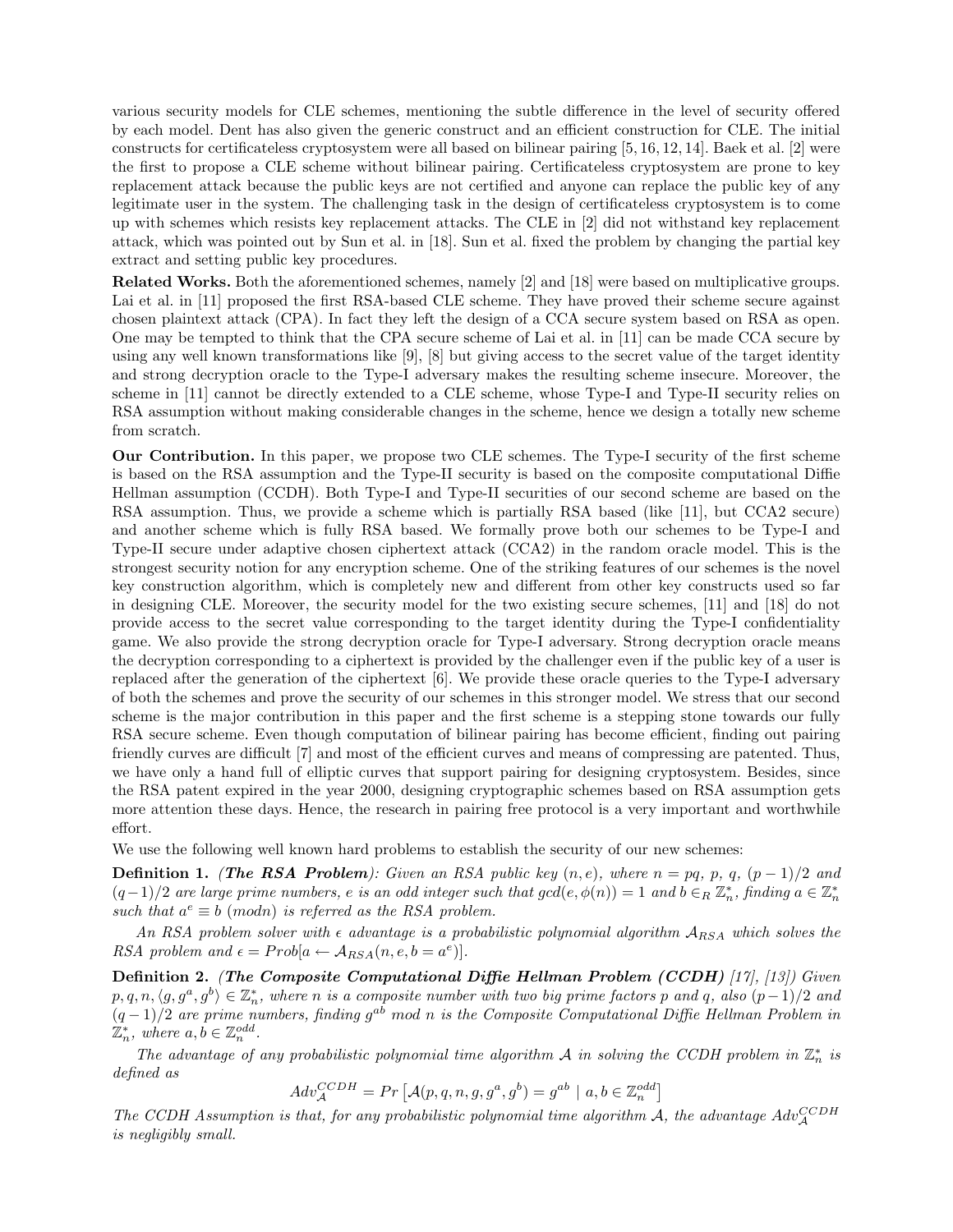various security models for CLE schemes, mentioning the subtle difference in the level of security offered by each model. Dent has also given the generic construct and an efficient construction for CLE. The initial constructs for certificateless cryptosystem were all based on bilinear pairing [5, 16, 12, 14]. Baek et al. [2] were the first to propose a CLE scheme without bilinear pairing. Certificateless cryptosystem are prone to key replacement attack because the public keys are not certified and anyone can replace the public key of any legitimate user in the system. The challenging task in the design of certificateless cryptosystem is to come up with schemes which resists key replacement attacks. The CLE in [2] did not withstand key replacement attack, which was pointed out by Sun et al. in [18]. Sun et al. fixed the problem by changing the partial key extract and setting public key procedures.

**Related Works.** Both the aforementioned schemes, namely [2] and [18] were based on multiplicative groups. Lai et al. in [11] proposed the first RSA-based CLE scheme. They have proved their scheme secure against chosen plaintext attack (CPA). In fact they left the design of a CCA secure system based on RSA as open. One may be tempted to think that the CPA secure scheme of Lai et al. in [11] can be made CCA secure by using any well known transformations like [9], [8] but giving access to the secret value of the target identity and strong decryption oracle to the Type-I adversary makes the resulting scheme insecure. Moreover, the scheme in [11] cannot be directly extended to a CLE scheme, whose Type-I and Type-II security relies on RSA assumption without making considerable changes in the scheme, hence we design a totally new scheme from scratch.

**Our Contribution.** In this paper, we propose two CLE schemes. The Type-I security of the first scheme is based on the RSA assumption and the Type-II security is based on the composite computational Diffie Hellman assumption (CCDH). Both Type-I and Type-II securities of our second scheme are based on the RSA assumption. Thus, we provide a scheme which is partially RSA based (like [11], but CCA2 secure) and another scheme which is fully RSA based. We formally prove both our schemes to be Type-I and Type-II secure under adaptive chosen ciphertext attack (CCA2) in the random oracle model. This is the strongest security notion for any encryption scheme. One of the striking features of our schemes is the novel key construction algorithm, which is completely new and different from other key constructs used so far in designing CLE. Moreover, the security model for the two existing secure schemes, [11] and [18] do not provide access to the secret value corresponding to the target identity during the Type-I confidentiality game. We also provide the strong decryption oracle for Type-I adversary. Strong decryption oracle means the decryption corresponding to a ciphertext is provided by the challenger even if the public key of a user is replaced after the generation of the ciphertext [6]. We provide these oracle queries to the Type-I adversary of both the schemes and prove the security of our schemes in this stronger model. We stress that our second scheme is the major contribution in this paper and the first scheme is a stepping stone towards our fully RSA secure scheme. Even though computation of bilinear pairing has become efficient, finding out pairing friendly curves are difficult [7] and most of the efficient curves and means of compressing are patented. Thus, we have only a hand full of elliptic curves that support pairing for designing cryptosystem. Besides, since the RSA patent expired in the year 2000, designing cryptographic schemes based on RSA assumption gets more attention these days. Hence, the research in pairing free protocol is a very important and worthwhile effort.

We use the following well known hard problems to establish the security of our new schemes:

**Definition 1.** ***(The RSA Problem)****: Given an RSA public key $(n, e)$, where $n = pq$, $p$, $q$, $(p-1)/2$ and $(q-1)/2$ are large prime numbers, $e$ is an odd integer such that $gcd(e, \phi(n)) = 1$ and $b \in_R \mathbb{Z}_n^*$, finding $a \in \mathbb{Z}_n^*$ such that $a^e \equiv b \ (mod n)$ is referred as the RSA problem.*

*An RSA problem solver with $\epsilon$ advantage is a probabilistic polynomial algorithm $\mathcal{A}_{RSA}$ which solves the RSA problem and $\epsilon = Prob[a \leftarrow \mathcal{A}_{RSA}(n, e, b = a^e)]$.*

**Definition 2.** ***(The Composite Computational Diffie Hellman Problem (CCDH)*** *[17], [13]) Given $p, q, n, \langle g, g^a, g^b \rangle \in \mathbb{Z}_n^*$, where $n$ is a composite number with two big prime factors $p$ and $q$, also $(p-1)/2$ and $(q-1)/2$ are prime numbers, finding $g^{ab}$ mod $n$ is the Composite Computational Diffie Hellman Problem in $\mathbb{Z}_n^*$, where $a, b \in \mathbb{Z}_n^{odd}$.*

*The advantage of any probabilistic polynomial time algorithm $\mathcal{A}$ in solving the CCDH problem in $\mathbb{Z}_n^*$ is defined as*

$$Adv_{\mathcal{A}}^{CCDH} = Pr\left[\mathcal{A}(p, q, n, g, g^a, g^b) = g^{ab} \mid a, b \in \mathbb{Z}_n^{odd}\right]$$

*The CCDH Assumption is that, for any probabilistic polynomial time algorithm $\mathcal{A}$, the advantage $Adv_{\mathcal{A}}^{CCDH}$ is negligibly small.*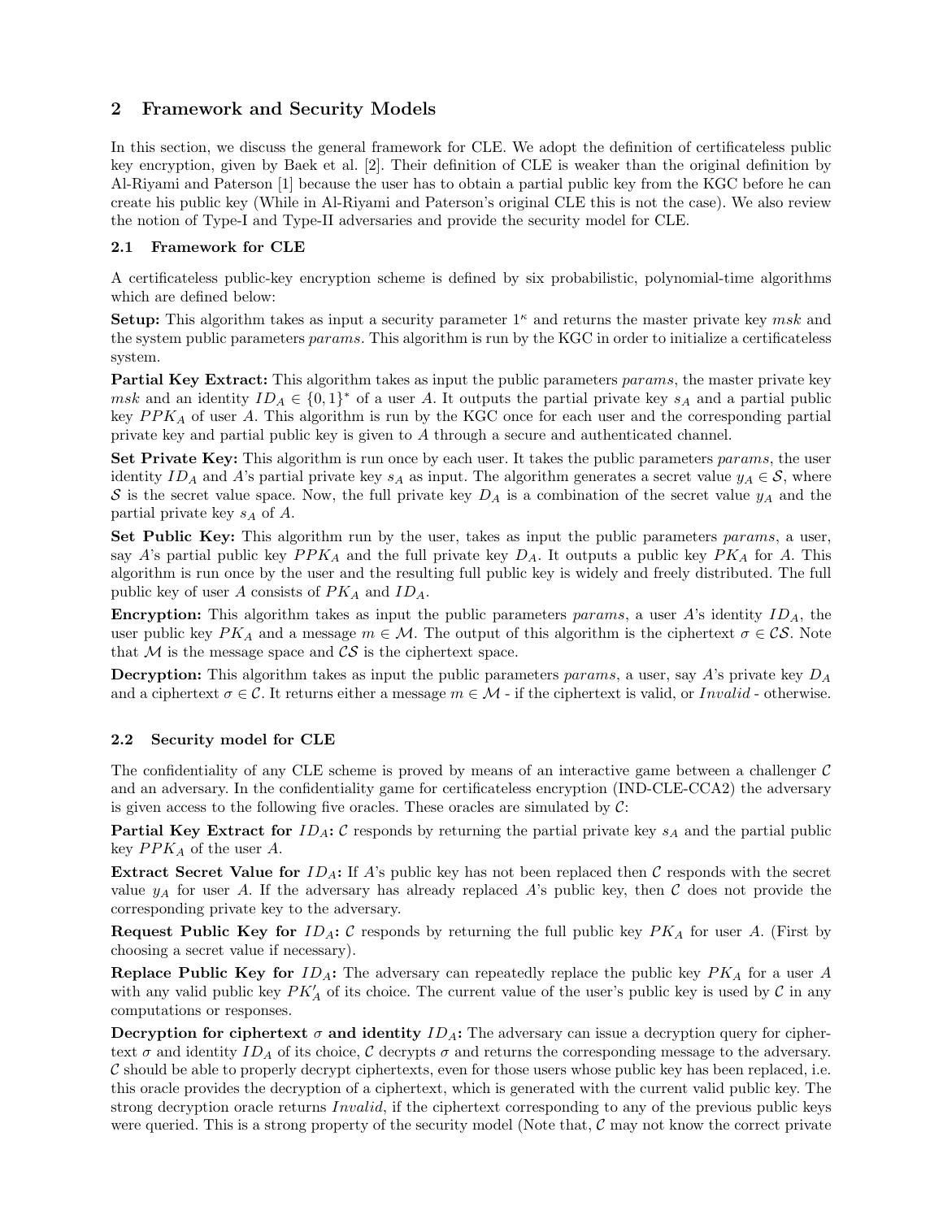## 2 Framework and Security Models

In this section, we discuss the general framework for CLE. We adopt the definition of certificateless public key encryption, given by Baek et al. [2]. Their definition of CLE is weaker than the original definition by Al-Riyami and Paterson [1] because the user has to obtain a partial public key from the KGC before he can create his public key (While in Al-Riyami and Paterson's original CLE this is not the case). We also review the notion of Type-I and Type-II adversaries and provide the security model for CLE.

### 2.1 Framework for CLE

A certificateless public-key encryption scheme is defined by six probabilistic, polynomial-time algorithms which are defined below:

**Setup:** This algorithm takes as input a security parameter $1^\kappa$ and returns the master private key $msk$ and the system public parameters $params$. This algorithm is run by the KGC in order to initialize a certificateless system.

**Partial Key Extract:** This algorithm takes as input the public parameters $params$, the master private key $msk$ and an identity $ID_A \in \{0,1\}^*$ of a user $A$. It outputs the partial private key $s_A$ and a partial public key $PPK_A$ of user $A$. This algorithm is run by the KGC once for each user and the corresponding partial private key and partial public key is given to $A$ through a secure and authenticated channel.

**Set Private Key:** This algorithm is run once by each user. It takes the public parameters $params$, the user identity $ID_A$ and $A$'s partial private key $s_A$ as input. The algorithm generates a secret value $y_A \in \mathcal{S}$, where $\mathcal{S}$ is the secret value space. Now, the full private key $D_A$ is a combination of the secret value $y_A$ and the partial private key $s_A$ of $A$.

**Set Public Key:** This algorithm run by the user, takes as input the public parameters $params$, a user, say $A$'s partial public key $PPK_A$ and the full private key $D_A$. It outputs a public key $PK_A$ for $A$. This algorithm is run once by the user and the resulting full public key is widely and freely distributed. The full public key of user $A$ consists of $PK_A$ and $ID_A$.

**Encryption:** This algorithm takes as input the public parameters $params$, a user $A$'s identity $ID_A$, the user public key $PK_A$ and a message $m \in \mathcal{M}$. The output of this algorithm is the ciphertext $\sigma \in \mathcal{CS}$. Note that $\mathcal{M}$ is the message space and $\mathcal{CS}$ is the ciphertext space.

**Decryption:** This algorithm takes as input the public parameters $params$, a user, say $A$'s private key $D_A$ and a ciphertext $\sigma \in \mathcal{C}$. It returns either a message $m \in \mathcal{M}$ - if the ciphertext is valid, or $Invalid$ - otherwise.

### 2.2 Security model for CLE

The confidentiality of any CLE scheme is proved by means of an interactive game between a challenger $\mathcal{C}$ and an adversary. In the confidentiality game for certificateless encryption (IND-CLE-CCA2) the adversary is given access to the following five oracles. These oracles are simulated by $\mathcal{C}$:

**Partial Key Extract for $ID_A$:** $\mathcal{C}$ responds by returning the partial private key $s_A$ and the partial public key $PPK_A$ of the user $A$.

**Extract Secret Value for $ID_A$:** If $A$'s public key has not been replaced then $\mathcal{C}$ responds with the secret value $y_A$ for user $A$. If the adversary has already replaced $A$'s public key, then $\mathcal{C}$ does not provide the corresponding private key to the adversary.

**Request Public Key for $ID_A$:** $\mathcal{C}$ responds by returning the full public key $PK_A$ for user $A$. (First by choosing a secret value if necessary).

**Replace Public Key for $ID_A$:** The adversary can repeatedly replace the public key $PK_A$ for a user $A$ with any valid public key $PK'_A$ of its choice. The current value of the user's public key is used by $\mathcal{C}$ in any computations or responses.

**Decryption for ciphertext $\sigma$ and identity $ID_A$:** The adversary can issue a decryption query for ciphertext $\sigma$ and identity $ID_A$ of its choice, $\mathcal{C}$ decrypts $\sigma$ and returns the corresponding message to the adversary. $\mathcal{C}$ should be able to properly decrypt ciphertexts, even for those users whose public key has been replaced, i.e. this oracle provides the decryption of a ciphertext, which is generated with the current valid public key. The strong decryption oracle returns $Invalid$, if the ciphertext corresponding to any of the previous public keys were queried. This is a strong property of the security model (Note that, $\mathcal{C}$ may not know the correct private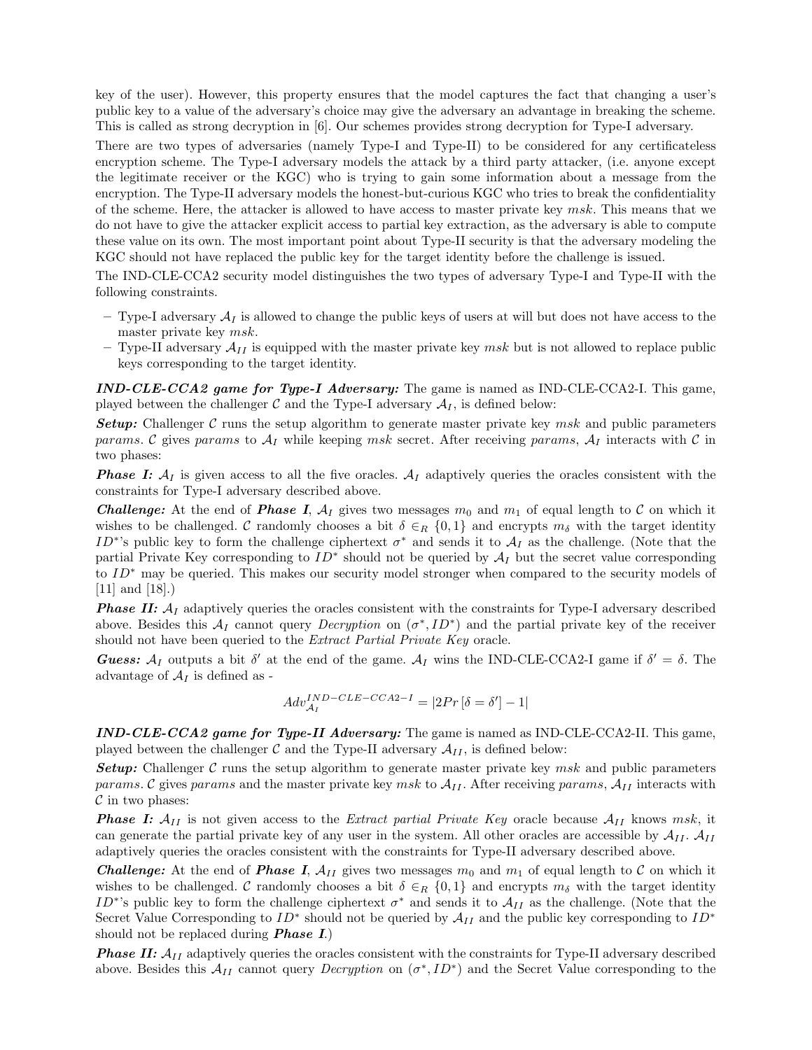key of the user). However, this property ensures that the model captures the fact that changing a user's public key to a value of the adversary's choice may give the adversary an advantage in breaking the scheme. This is called as strong decryption in [6]. Our schemes provides strong decryption for Type-I adversary.

There are two types of adversaries (namely Type-I and Type-II) to be considered for any certificateless encryption scheme. The Type-I adversary models the attack by a third party attacker, (i.e. anyone except the legitimate receiver or the KGC) who is trying to gain some information about a message from the encryption. The Type-II adversary models the honest-but-curious KGC who tries to break the confidentiality of the scheme. Here, the attacker is allowed to have access to master private key $msk$. This means that we do not have to give the attacker explicit access to partial key extraction, as the adversary is able to compute these value on its own. The most important point about Type-II security is that the adversary modeling the KGC should not have replaced the public key for the target identity before the challenge is issued.

The IND-CLE-CCA2 security model distinguishes the two types of adversary Type-I and Type-II with the following constraints.

- Type-I adversary $\mathcal{A}_I$ is allowed to change the public keys of users at will but does not have access to the master private key $msk$.
- Type-II adversary $\mathcal{A}_{II}$ is equipped with the master private key $msk$ but is not allowed to replace public keys corresponding to the target identity.

***IND-CLE-CCA2 game for Type-I Adversary:*** The game is named as IND-CLE-CCA2-I. This game, played between the challenger $\mathcal{C}$ and the Type-I adversary $\mathcal{A}_I$, is defined below:

***Setup:*** Challenger $\mathcal{C}$ runs the setup algorithm to generate master private key $msk$ and public parameters $params$. $\mathcal{C}$ gives $params$ to $\mathcal{A}_I$ while keeping $msk$ secret. After receiving $params$, $\mathcal{A}_I$ interacts with $\mathcal{C}$ in two phases:

***Phase I:*** $\mathcal{A}_I$ is given access to all the five oracles. $\mathcal{A}_I$ adaptively queries the oracles consistent with the constraints for Type-I adversary described above.

***Challenge:*** At the end of ***Phase I***, $\mathcal{A}_I$ gives two messages $m_0$ and $m_1$ of equal length to $\mathcal{C}$ on which it wishes to be challenged. $\mathcal{C}$ randomly chooses a bit $\delta \in_R \{0,1\}$ and encrypts $m_\delta$ with the target identity $ID^*$'s public key to form the challenge ciphertext $\sigma^*$ and sends it to $\mathcal{A}_I$ as the challenge. (Note that the partial Private Key corresponding to $ID^*$ should not be queried by $\mathcal{A}_I$ but the secret value corresponding to $ID^*$ may be queried. This makes our security model stronger when compared to the security models of [11] and [18].)

***Phase II:*** $\mathcal{A}_I$ adaptively queries the oracles consistent with the constraints for Type-I adversary described above. Besides this $\mathcal{A}_I$ cannot query *Decryption* on $(\sigma^*, ID^*)$ and the partial private key of the receiver should not have been queried to the *Extract Partial Private Key* oracle.

***Guess:*** $\mathcal{A}_I$ outputs a bit $\delta'$ at the end of the game. $\mathcal{A}_I$ wins the IND-CLE-CCA2-I game if $\delta' = \delta$. The advantage of $\mathcal{A}_I$ is defined as -

$$Adv_{\mathcal{A}_I}^{IND-CLE-CCA2-I} = |2Pr\left[\delta = \delta'\right] - 1|$$

***IND-CLE-CCA2 game for Type-II Adversary:*** The game is named as IND-CLE-CCA2-II. This game, played between the challenger $\mathcal{C}$ and the Type-II adversary $\mathcal{A}_{II}$, is defined below:

***Setup:*** Challenger $\mathcal{C}$ runs the setup algorithm to generate master private key $msk$ and public parameters $params$. $\mathcal{C}$ gives $params$ and the master private key $msk$ to $\mathcal{A}_{II}$. After receiving $params$, $\mathcal{A}_{II}$ interacts with $\mathcal{C}$ in two phases:

***Phase I:*** $\mathcal{A}_{II}$ is not given access to the *Extract partial Private Key* oracle because $\mathcal{A}_{II}$ knows $msk$, it can generate the partial private key of any user in the system. All other oracles are accessible by $\mathcal{A}_{II}$. $\mathcal{A}_{II}$ adaptively queries the oracles consistent with the constraints for Type-II adversary described above.

***Challenge:*** At the end of ***Phase I***, $\mathcal{A}_{II}$ gives two messages $m_0$ and $m_1$ of equal length to $\mathcal{C}$ on which it wishes to be challenged. $\mathcal{C}$ randomly chooses a bit $\delta \in_R \{0,1\}$ and encrypts $m_\delta$ with the target identity $ID^*$'s public key to form the challenge ciphertext $\sigma^*$ and sends it to $\mathcal{A}_{II}$ as the challenge. (Note that the Secret Value Corresponding to $ID^*$ should not be queried by $\mathcal{A}_{II}$ and the public key corresponding to $ID^*$ should not be replaced during ***Phase I***.)

***Phase II:*** $\mathcal{A}_{II}$ adaptively queries the oracles consistent with the constraints for Type-II adversary described above. Besides this $\mathcal{A}_{II}$ cannot query *Decryption* on $(\sigma^*, ID^*)$ and the Secret Value corresponding to the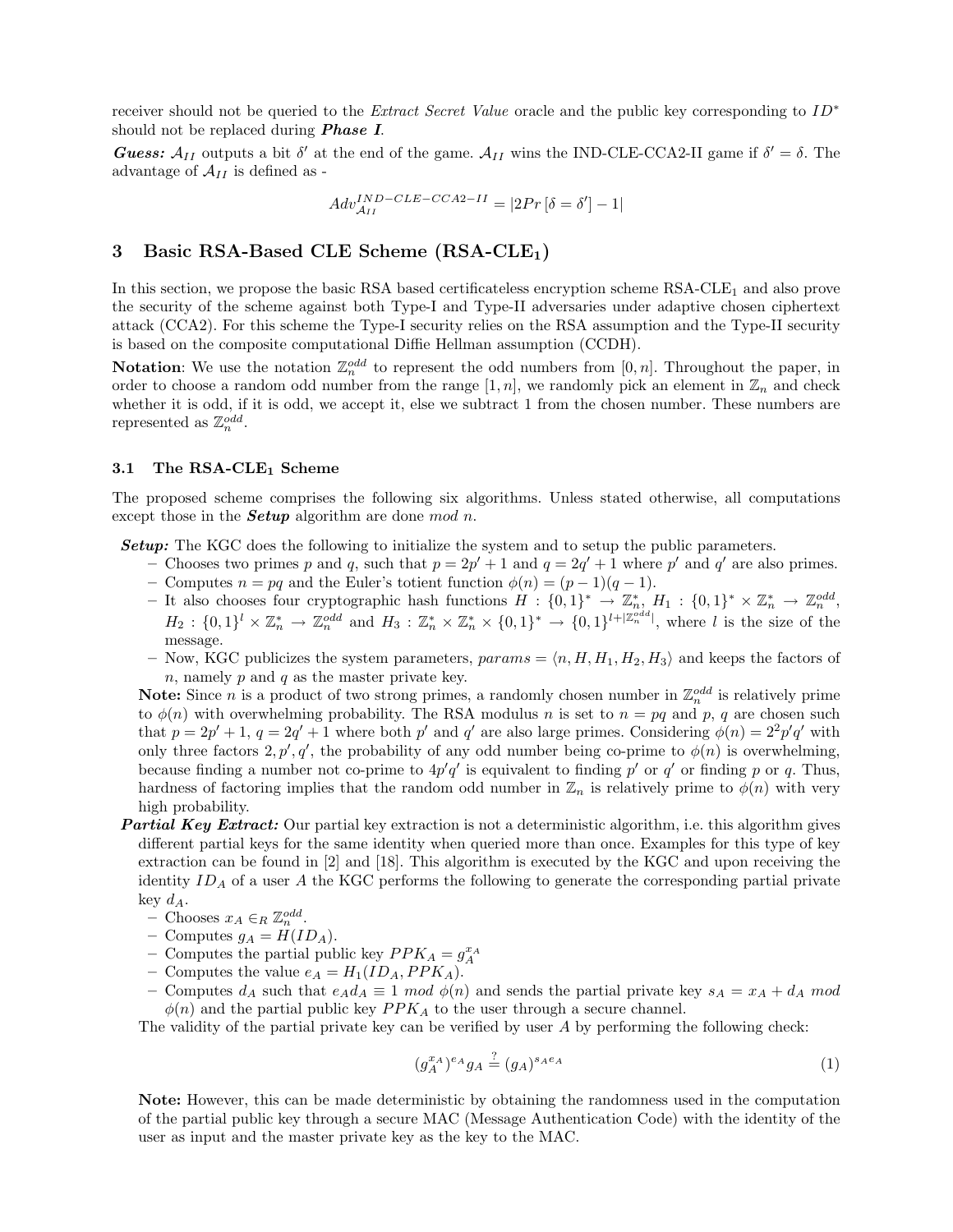receiver should not be queried to the *Extract Secret Value* oracle and the public key corresponding to $ID^*$ should not be replaced during ***Phase I***.

***Guess:*** $\mathcal{A}_{II}$ outputs a bit $\delta'$ at the end of the game. $\mathcal{A}_{II}$ wins the IND-CLE-CCA2-II game if $\delta' = \delta$. The advantage of $\mathcal{A}_{II}$ is defined as -

$$Adv_{\mathcal{A}_{II}}^{IND-CLE-CCA2-II} = |2Pr[\delta = \delta'] - 1|$$

## 3 Basic RSA-Based CLE Scheme (RSA-CLE$_1$)

In this section, we propose the basic RSA based certificateless encryption scheme RSA-CLE$_1$ and also prove the security of the scheme against both Type-I and Type-II adversaries under adaptive chosen ciphertext attack (CCA2). For this scheme the Type-I security relies on the RSA assumption and the Type-II security is based on the composite computational Diffie Hellman assumption (CCDH).

**Notation**: We use the notation $\mathbb{Z}_n^{odd}$ to represent the odd numbers from $[0, n]$. Throughout the paper, in order to choose a random odd number from the range $[1, n]$, we randomly pick an element in $\mathbb{Z}_n$ and check whether it is odd, if it is odd, we accept it, else we subtract 1 from the chosen number. These numbers are represented as $\mathbb{Z}_n^{odd}$.

### 3.1 The RSA-CLE$_1$ Scheme

The proposed scheme comprises the following six algorithms. Unless stated otherwise, all computations except those in the ***Setup*** algorithm are done *mod n*.

***Setup:*** The KGC does the following to initialize the system and to setup the public parameters.

- Chooses two primes $p$ and $q$, such that $p = 2p' + 1$ and $q = 2q' + 1$ where $p'$ and $q'$ are also primes.
- Computes $n = pq$ and the Euler's totient function $\phi(n) = (p-1)(q-1)$.
- It also chooses four cryptographic hash functions $H : \{0,1\}^* \rightarrow \mathbb{Z}_n^*$, $H_1 : \{0,1\}^* \times \mathbb{Z}_n^* \rightarrow \mathbb{Z}_n^{odd}$, $H_2 : \{0,1\}^l \times \mathbb{Z}_n^* \rightarrow \mathbb{Z}_n^{odd}$ and $H_3 : \mathbb{Z}_n^* \times \mathbb{Z}_n^* \times \{0,1\}^* \rightarrow \{0,1\}^{l+|\mathbb{Z}_n^{odd}|}$, where $l$ is the size of the message.
- Now, KGC publicizes the system parameters, $params = \langle n, H, H_1, H_2, H_3 \rangle$ and keeps the factors of $n$, namely $p$ and $q$ as the master private key.

**Note:** Since $n$ is a product of two strong primes, a randomly chosen number in $\mathbb{Z}_n^{odd}$ is relatively prime to $\phi(n)$ with overwhelming probability. The RSA modulus $n$ is set to $n = pq$ and $p$, $q$ are chosen such that $p = 2p' + 1$, $q = 2q' + 1$ where both $p'$ and $q'$ are also large primes. Considering $\phi(n) = 2^2 p'q'$ with only three factors $2, p', q'$, the probability of any odd number being co-prime to $\phi(n)$ is overwhelming, because finding a number not co-prime to $4p'q'$ is equivalent to finding $p'$ or $q'$ or finding $p$ or $q$. Thus, hardness of factoring implies that the random odd number in $\mathbb{Z}_n$ is relatively prime to $\phi(n)$ with very high probability.

***Partial Key Extract:*** Our partial key extraction is not a deterministic algorithm, i.e. this algorithm gives different partial keys for the same identity when queried more than once. Examples for this type of key extraction can be found in [2] and [18]. This algorithm is executed by the KGC and upon receiving the identity $ID_A$ of a user $A$ the KGC performs the following to generate the corresponding partial private key $d_A$.

- Chooses $x_A \in_R \mathbb{Z}_n^{odd}$.
- Computes $g_A = H(ID_A)$.
- Computes the partial public key $PPK_A = g_A^{x_A}$
- Computes the value $e_A = H_1(ID_A, PPK_A)$.
- Computes $d_A$ such that $e_A d_A \equiv 1 \ mod \ \phi(n)$ and sends the partial private key $s_A = x_A + d_A \ mod \ \phi(n)$ and the partial public key $PPK_A$ to the user through a secure channel.

The validity of the partial private key can be verified by user $A$ by performing the following check:

$$(g_A^{x_A})^{e_A} g_A \stackrel{?}{=} (g_A)^{s_A e_A} \tag{1}$$

**Note:** However, this can be made deterministic by obtaining the randomness used in the computation of the partial public key through a secure MAC (Message Authentication Code) with the identity of the user as input and the master private key as the key to the MAC.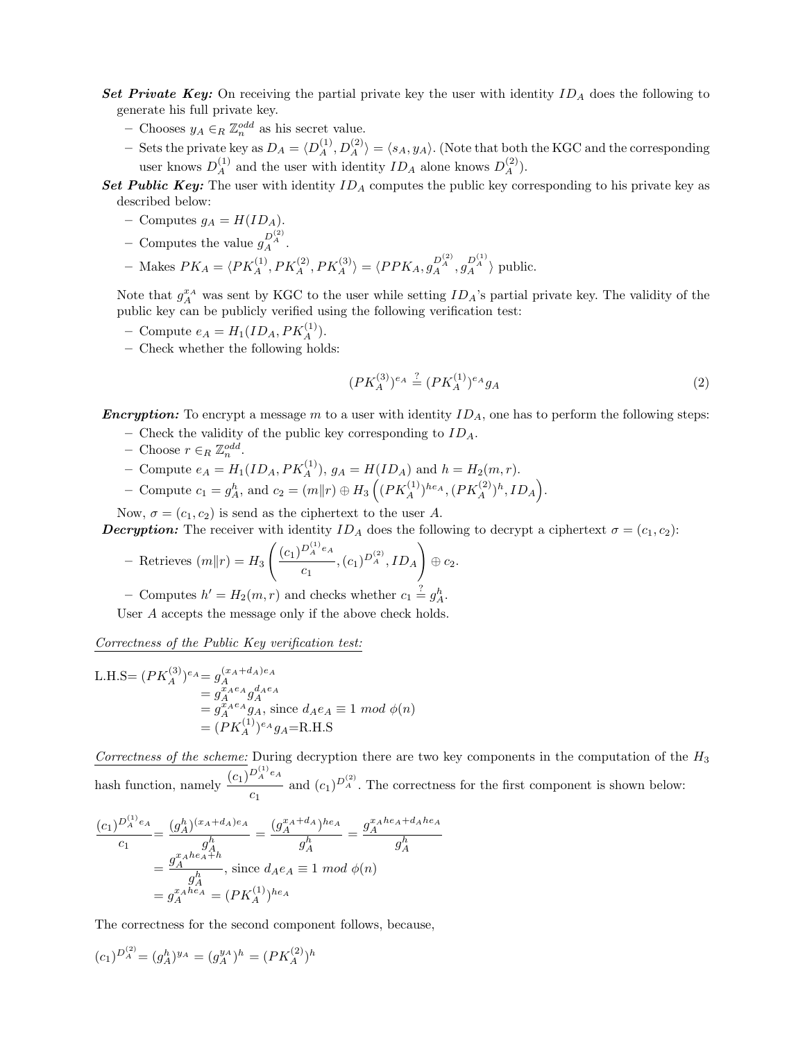- ***Set Private Key:*** On receiving the partial private key the user with identity $ID_A$ does the following to generate his full private key.
  - Chooses $y_A \in_R \mathbb{Z}_n^{odd}$ as his secret value.
  - Sets the private key as $D_A = \langle D_A^{(1)}, D_A^{(2)} \rangle = \langle s_A, y_A \rangle$. (Note that both the KGC and the corresponding user knows $D_A^{(1)}$ and the user with identity $ID_A$ alone knows $D_A^{(2)}$).
- ***Set Public Key:*** The user with identity $ID_A$ computes the public key corresponding to his private key as described below:
  - Computes $g_A = H(ID_A)$.
  - Computes the value $g_A^{D_A^{(2)}}$.
  - Makes $PK_A = \langle PK_A^{(1)}, PK_A^{(2)}, PK_A^{(3)} \rangle = \langle PPK_A, g_A^{D_A^{(2)}}, g_A^{D_A^{(1)}} \rangle$ public.

  Note that $g_A^{x_A}$ was sent by KGC to the user while setting $ID_A$'s partial private key. The validity of the public key can be publicly verified using the following verification test:
  - Compute $e_A = H_1(ID_A, PK_A^{(1)})$.
  - Check whether the following holds:

$$(PK_A^{(3)})^{e_A} \stackrel{?}{=} (PK_A^{(1)})^{e_A} g_A \tag{2}$$

- ***Encryption:*** To encrypt a message $m$ to a user with identity $ID_A$, one has to perform the following steps:
  - Check the validity of the public key corresponding to $ID_A$.
  - Choose $r \in_R \mathbb{Z}_n^{odd}$.
  - Compute $e_A = H_1(ID_A, PK_A^{(1)})$, $g_A = H(ID_A)$ and $h = H_2(m, r)$.
  - Compute $c_1 = g_A^h$, and $c_2 = (m \| r) \oplus H_3\left((PK_A^{(1)})^{he_A}, (PK_A^{(2)})^h, ID_A\right)$.

  Now, $\sigma = (c_1, c_2)$ is send as the ciphertext to the user $A$.
- ***Decryption:*** The receiver with identity $ID_A$ does the following to decrypt a ciphertext $\sigma = (c_1, c_2)$:
  - Retrieves $(m \| r) = H_3\left(\dfrac{(c_1)^{D_A^{(1)} e_A}}{c_1}, (c_1)^{D_A^{(2)}}, ID_A\right) \oplus c_2$.
  - Computes $h' = H_2(m, r)$ and checks whether $c_1 \stackrel{?}{=} g_A^h$.

  User $A$ accepts the message only if the above check holds.

<u>*Correctness of the Public Key verification test:*</u>

$$\begin{aligned}
\text{L.H.S}= (PK_A^{(3)})^{e_A} &= g_A^{(x_A+d_A)e_A} \\
&= g_A^{x_A e_A} g_A^{d_A e_A} \\
&= g_A^{x_A e_A} g_A, \text{ since } d_A e_A \equiv 1 \ mod\ \phi(n) \\
&= (PK_A^{(1)})^{e_A} g_A = \text{R.H.S}
\end{aligned}$$

<u>*Correctness of the scheme:*</u> During decryption there are two key components in the computation of the $H_3$ hash function, namely $\dfrac{(c_1)^{D_A^{(1)} e_A}}{c_1}$ and $(c_1)^{D_A^{(2)}}$. The correctness for the first component is shown below:

$$\begin{aligned}
\frac{(c_1)^{D_A^{(1)} e_A}}{c_1} &= \frac{(g_A^h)^{(x_A+d_A)e_A}}{g_A^h} = \frac{(g_A^{x_A+d_A})^{he_A}}{g_A^h} = \frac{g_A^{x_A he_A + d_A he_A}}{g_A^h} \\
&= \frac{g_A^{x_A he_A + h}}{g_A^h}, \text{ since } d_A e_A \equiv 1 \ mod\ \phi(n) \\
&= g_A^{x_A he_A} = (PK_A^{(1)})^{he_A}
\end{aligned}$$

The correctness for the second component follows, because,

$$(c_1)^{D_A^{(2)}} = (g_A^h)^{y_A} = (g_A^{y_A})^h = (PK_A^{(2)})^h$$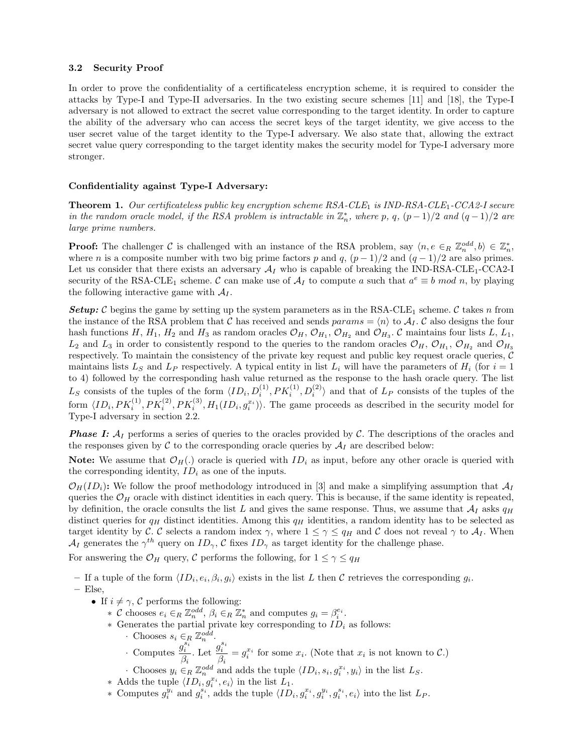### 3.2 Security Proof

In order to prove the confidentiality of a certificateless encryption scheme, it is required to consider the attacks by Type-I and Type-II adversaries. In the two existing secure schemes [11] and [18], the Type-I adversary is not allowed to extract the secret value corresponding to the target identity. In order to capture the ability of the adversary who can access the secret keys of the target identity, we give access to the user secret value of the target identity to the Type-I adversary. We also state that, allowing the extract secret value query corresponding to the target identity makes the security model for Type-I adversary more stronger.

**Confidentiality against Type-I Adversary:**

**Theorem 1.** *Our certificateless public key encryption scheme RSA-CLE$_1$ is IND-RSA-CLE$_1$-CCA2-I secure in the random oracle model, if the RSA problem is intractable in $\mathbb{Z}_n^*$, where $p$, $q$, $(p-1)/2$ and $(q-1)/2$ are large prime numbers.*

**Proof:** The challenger $\mathcal{C}$ is challenged with an instance of the RSA problem, say $\langle n, e \in_R \mathbb{Z}_n^{odd}, b \rangle \in \mathbb{Z}_n^*$, where $n$ is a composite number with two big prime factors $p$ and $q$, $(p-1)/2$ and $(q-1)/2$ are also primes. Let us consider that there exists an adversary $\mathcal{A}_I$ who is capable of breaking the IND-RSA-CLE$_1$-CCA2-I security of the RSA-CLE$_1$ scheme. $\mathcal{C}$ can make use of $\mathcal{A}_I$ to compute $a$ such that $a^e \equiv b \ mod \ n$, by playing the following interactive game with $\mathcal{A}_I$.

***Setup:*** $\mathcal{C}$ begins the game by setting up the system parameters as in the RSA-CLE$_1$ scheme. $\mathcal{C}$ takes $n$ from the instance of the RSA problem that $\mathcal{C}$ has received and sends $params = \langle n \rangle$ to $\mathcal{A}_I$. $\mathcal{C}$ also designs the four hash functions $H$, $H_1$, $H_2$ and $H_3$ as random oracles $\mathcal{O}_H$, $\mathcal{O}_{H_1}$, $\mathcal{O}_{H_2}$ and $\mathcal{O}_{H_3}$. $\mathcal{C}$ maintains four lists $L$, $L_1$, $L_2$ and $L_3$ in order to consistently respond to the queries to the random oracles $\mathcal{O}_H$, $\mathcal{O}_{H_1}$, $\mathcal{O}_{H_2}$ and $\mathcal{O}_{H_3}$ respectively. To maintain the consistency of the private key request and public key request oracle queries, $\mathcal{C}$ maintains lists $L_S$ and $L_P$ respectively. A typical entity in list $L_i$ will have the parameters of $H_i$ (for $i = 1$ to 4) followed by the corresponding hash value returned as the response to the hash oracle query. The list $L_S$ consists of the tuples of the form $\langle ID_i, D_i^{(1)}, PK_i^{(1)}, D_i^{(2)} \rangle$ and that of $L_P$ consists of the tuples of the form $\langle ID_i, PK_i^{(1)}, PK_i^{(2)}, PK_i^{(3)}, H_1(ID_i, g_i^{x_i}) \rangle$. The game proceeds as described in the security model for Type-I adversary in section 2.2.

***Phase I:*** $\mathcal{A}_I$ performs a series of queries to the oracles provided by $\mathcal{C}$. The descriptions of the oracles and the responses given by $\mathcal{C}$ to the corresponding oracle queries by $\mathcal{A}_I$ are described below:

**Note:** We assume that $\mathcal{O}_H(.)$ oracle is queried with $ID_i$ as input, before any other oracle is queried with the corresponding identity, $ID_i$ as one of the inputs.

$\mathcal{O}_H(ID_i)$**:** We follow the proof methodology introduced in [3] and make a simplifying assumption that $\mathcal{A}_I$ queries the $\mathcal{O}_H$ oracle with distinct identities in each query. This is because, if the same identity is repeated, by definition, the oracle consults the list $L$ and gives the same response. Thus, we assume that $\mathcal{A}_I$ asks $q_H$ distinct queries for $q_H$ distinct identities. Among this $q_H$ identities, a random identity has to be selected as target identity by $\mathcal{C}$. $\mathcal{C}$ selects a random index $\gamma$, where $1 \leq \gamma \leq q_H$ and $\mathcal{C}$ does not reveal $\gamma$ to $\mathcal{A}_I$. When $\mathcal{A}_I$ generates the $\gamma^{th}$ query on $ID_\gamma$, $\mathcal{C}$ fixes $ID_\gamma$ as target identity for the challenge phase.

For answering the $\mathcal{O}_H$ query, $\mathcal{C}$ performs the following, for $1 \leq \gamma \leq q_H$

- If a tuple of the form $\langle ID_i, e_i, \beta_i, g_i \rangle$ exists in the list $L$ then $\mathcal{C}$ retrieves the corresponding $g_i$.
- Else,
  - If $i \neq \gamma$, $\mathcal{C}$ performs the following:
    - $\mathcal{C}$ chooses $e_i \in_R \mathbb{Z}_n^{odd}$, $\beta_i \in_R \mathbb{Z}_n^*$ and computes $g_i = \beta_i^{e_i}$.
    - Generates the partial private key corresponding to $ID_i$ as follows:
      - Chooses $s_i \in_R \mathbb{Z}_n^{odd}$.
      - Computes $\dfrac{g_i^{s_i}}{\beta_i}$. Let $\dfrac{g_i^{s_i}}{\beta_i} = g_i^{x_i}$ for some $x_i$. (Note that $x_i$ is not known to $\mathcal{C}$.)
      - Chooses $y_i \in_R \mathbb{Z}_n^{odd}$ and adds the tuple $\langle ID_i, s_i, g_i^{x_i}, y_i \rangle$ in the list $L_S$.
    - Adds the tuple $\langle ID_i, g_i^{x_i}, e_i \rangle$ in the list $L_1$.
    - Computes $g_i^{y_i}$ and $g_i^{s_i}$, adds the tuple $\langle ID_i, g_i^{x_i}, g_i^{y_i}, g_i^{s_i}, e_i \rangle$ into the list $L_P$.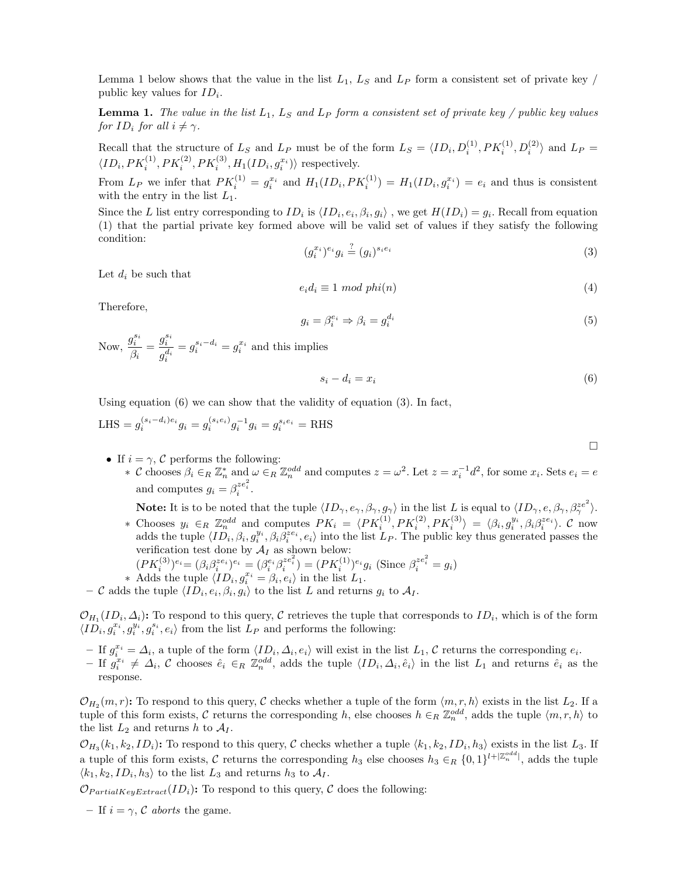Lemma 1 below shows that the value in the list $L_1$, $L_S$ and $L_P$ form a consistent set of private key / public key values for $ID_i$.

**Lemma 1.** *The value in the list $L_1$, $L_S$ and $L_P$ form a consistent set of private key / public key values for $ID_i$ for all $i \neq \gamma$.*

Recall that the structure of $L_S$ and $L_P$ must be of the form $L_S = \langle ID_i, D_i^{(1)}, PK_i^{(1)}, D_i^{(2)} \rangle$ and $L_P = \langle ID_i, PK_i^{(1)}, PK_i^{(2)}, PK_i^{(3)}, H_1(ID_i, g_i^{x_i}) \rangle$ respectively.

From $L_P$ we infer that $PK_i^{(1)} = g_i^{x_i}$ and $H_1(ID_i, PK_i^{(1)}) = H_1(ID_i, g_i^{x_i}) = e_i$ and thus is consistent with the entry in the list $L_1$.

Since the $L$ list entry corresponding to $ID_i$ is $\langle ID_i, e_i, \beta_i, g_i \rangle$ , we get $H(ID_i) = g_i$. Recall from equation (1) that the partial private key formed above will be valid set of values if they satisfy the following condition:

$$(g_i^{x_i})^{e_i} g_i \stackrel{?}{=} (g_i)^{s_i e_i} \tag{3}$$

Let $d_i$ be such that

$$e_i d_i \equiv 1 \ mod \ phi(n) \tag{4}$$

Therefore,

$$g_i = \beta_i^{e_i} \Rightarrow \beta_i = g_i^{d_i} \tag{5}$$

Now, $\dfrac{g_i^{s_i}}{\beta_i} = \dfrac{g_i^{s_i}}{g_i^{d_i}} = g_i^{s_i - d_i} = g_i^{x_i}$ and this implies

$$s_i - d_i = x_i \tag{6}$$

Using equation (6) we can show that the validity of equation (3). In fact,

LHS $= g_i^{(s_i - d_i)e_i} g_i = g_i^{(s_i e_i)} g_i^{-1} g_i = g_i^{s_i e_i} =$ RHS

□

- If $i = \gamma$, $\mathcal{C}$ performs the following:
  - $\mathcal{C}$ chooses $\beta_i \in_R \mathbb{Z}_n^*$ and $\omega \in_R \mathbb{Z}_n^{odd}$ and computes $z = \omega^2$. Let $z = x_i^{-1} d^2$, for some $x_i$. Sets $e_i = e$ and computes $g_i = \beta_i^{ze_i^2}$.

    **Note:** It is to be noted that the tuple $\langle ID_\gamma, e_\gamma, \beta_\gamma, g_\gamma \rangle$ in the list $L$ is equal to $\langle ID_\gamma, e, \beta_\gamma, \beta_\gamma^{ze^2} \rangle$.
  - Chooses $y_i \in_R \mathbb{Z}_n^{odd}$ and computes $PK_i = \langle PK_i^{(1)}, PK_i^{(2)}, PK_i^{(3)} \rangle = \langle \beta_i, g_i^{y_i}, \beta_i \beta_i^{ze_i} \rangle$. $\mathcal{C}$ now adds the tuple $\langle ID_i, \beta_i, g_i^{y_i}, \beta_i \beta_i^{ze_i}, e_i \rangle$ into the list $L_P$. The public key thus generated passes the verification test done by $\mathcal{A}_I$ as shown below:
    $(PK_i^{(3)})^{e_i} = (\beta_i \beta_i^{ze_i})^{e_i} = (\beta_i^{e_i} \beta_i^{ze_i^2}) = (PK_i^{(1)})^{e_i} g_i$ (Since $\beta_i^{ze_i^2} = g_i$)
  - Adds the tuple $\langle ID_i, g_i^{x_i} = \beta_i, e_i \rangle$ in the list $L_1$.
- $\mathcal{C}$ adds the tuple $\langle ID_i, e_i, \beta_i, g_i \rangle$ to the list $L$ and returns $g_i$ to $\mathcal{A}_I$.

$\mathcal{O}_{H_1}(ID_i, \Delta_i)$**:** To respond to this query, $\mathcal{C}$ retrieves the tuple that corresponds to $ID_i$, which is of the form $\langle ID_i, g_i^{x_i}, g_i^{y_i}, g_i^{s_i}, e_i \rangle$ from the list $L_P$ and performs the following:

- If $g_i^{x_i} = \Delta_i$, a tuple of the form $\langle ID_i, \Delta_i, e_i \rangle$ will exist in the list $L_1$, $\mathcal{C}$ returns the corresponding $e_i$.
- If $g_i^{x_i} \neq \Delta_i$, $\mathcal{C}$ chooses $\hat{e}_i \in_R \mathbb{Z}_n^{odd}$, adds the tuple $\langle ID_i, \Delta_i, \hat{e}_i \rangle$ in the list $L_1$ and returns $\hat{e}_i$ as the response.

$\mathcal{O}_{H_2}(m, r)$**:** To respond to this query, $\mathcal{C}$ checks whether a tuple of the form $\langle m, r, h \rangle$ exists in the list $L_2$. If a tuple of this form exists, $\mathcal{C}$ returns the corresponding $h$, else chooses $h \in_R \mathbb{Z}_n^{odd}$, adds the tuple $\langle m, r, h \rangle$ to the list $L_2$ and returns $h$ to $\mathcal{A}_I$.

$\mathcal{O}_{H_3}(k_1, k_2, ID_i)$**:** To respond to this query, $\mathcal{C}$ checks whether a tuple $\langle k_1, k_2, ID_i, h_3 \rangle$ exists in the list $L_3$. If a tuple of this form exists, $\mathcal{C}$ returns the corresponding $h_3$ else chooses $h_3 \in_R \{0,1\}^{l + |\mathbb{Z}_n^{odd}|}$, adds the tuple $\langle k_1, k_2, ID_i, h_3 \rangle$ to the list $L_3$ and returns $h_3$ to $\mathcal{A}_I$.

$\mathcal{O}_{PartialKeyExtract}(ID_i)$**:** To respond to this query, $\mathcal{C}$ does the following:

- If $i = \gamma$, $\mathcal{C}$ *aborts* the game.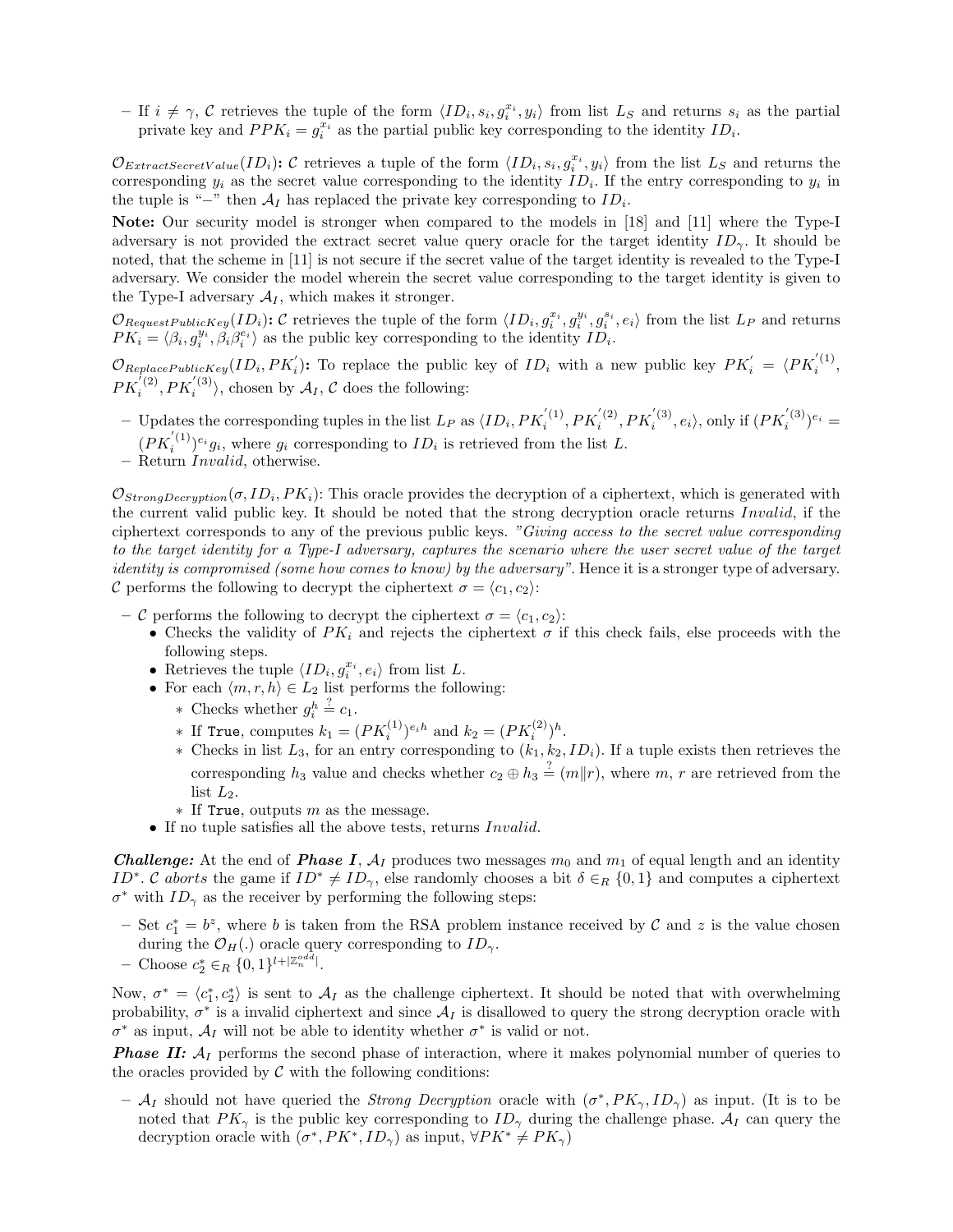- If $i \neq \gamma$, $\mathcal{C}$ retrieves the tuple of the form $\langle ID_i, s_i, g_i^{x_i}, y_i \rangle$ from list $L_S$ and returns $s_i$ as the partial private key and $PPK_i = g_i^{x_i}$ as the partial public key corresponding to the identity $ID_i$.

$\mathcal{O}_{ExtractSecretValue}(ID_i)$**:** $\mathcal{C}$ retrieves a tuple of the form $\langle ID_i, s_i, g_i^{x_i}, y_i \rangle$ from the list $L_S$ and returns the corresponding $y_i$ as the secret value corresponding to the identity $ID_i$. If the entry corresponding to $y_i$ in the tuple is "$-$" then $\mathcal{A}_I$ has replaced the private key corresponding to $ID_i$.

**Note:** Our security model is stronger when compared to the models in [18] and [11] where the Type-I adversary is not provided the extract secret value query oracle for the target identity $ID_\gamma$. It should be noted, that the scheme in [11] is not secure if the secret value of the target identity is revealed to the Type-I adversary. We consider the model wherein the secret value corresponding to the target identity is given to the Type-I adversary $\mathcal{A}_I$, which makes it stronger.

$\mathcal{O}_{RequestPublicKey}(ID_i)$**:** $\mathcal{C}$ retrieves the tuple of the form $\langle ID_i, g_i^{x_i}, g_i^{y_i}, g_i^{s_i}, e_i \rangle$ from the list $L_P$ and returns $PK_i = \langle \beta_i, g_i^{y_i}, \beta_i \beta_i^{e_i} \rangle$ as the public key corresponding to the identity $ID_i$.

$\mathcal{O}_{ReplacePublicKey}(ID_i, PK_i^{'})$**:** To replace the public key of $ID_i$ with a new public key $PK_i^{'} = \langle PK_i^{'(1)}, PK_i^{'(2)}, PK_i^{'(3)} \rangle$, chosen by $\mathcal{A}_I$, $\mathcal{C}$ does the following:

- Updates the corresponding tuples in the list $L_P$ as $\langle ID_i, PK_i^{'(1)}, PK_i^{'(2)}, PK_i^{'(3)}, e_i \rangle$, only if $(PK_i^{'(3)})^{e_i} = (PK_i^{'(1)})^{e_i} g_i$, where $g_i$ corresponding to $ID_i$ is retrieved from the list $L$.
- Return *Invalid*, otherwise.

$\mathcal{O}_{StrongDecryption}(\sigma, ID_i, PK_i)$: This oracle provides the decryption of a ciphertext, which is generated with the current valid public key. It should be noted that the strong decryption oracle returns *Invalid*, if the ciphertext corresponds to any of the previous public keys. *"Giving access to the secret value corresponding to the target identity for a Type-I adversary, captures the scenario where the user secret value of the target identity is compromised (some how comes to know) by the adversary"*. Hence it is a stronger type of adversary. $\mathcal{C}$ performs the following to decrypt the ciphertext $\sigma = \langle c_1, c_2 \rangle$:

- $\mathcal{C}$ performs the following to decrypt the ciphertext $\sigma = \langle c_1, c_2 \rangle$:
  - Checks the validity of $PK_i$ and rejects the ciphertext $\sigma$ if this check fails, else proceeds with the following steps.
  - Retrieves the tuple $\langle ID_i, g_i^{x_i}, e_i \rangle$ from list $L$.
  - For each $\langle m, r, h \rangle \in L_2$ list performs the following:
    - Checks whether $g_i^h \stackrel{?}{=} c_1$.
    - If `True`, computes $k_1 = (PK_i^{(1)})^{e_i h}$ and $k_2 = (PK_i^{(2)})^h$.
    - Checks in list $L_3$, for an entry corresponding to $(k_1, k_2, ID_i)$. If a tuple exists then retrieves the corresponding $h_3$ value and checks whether $c_2 \oplus h_3 \stackrel{?}{=} (m \| r)$, where $m$, $r$ are retrieved from the list $L_2$.
    - If `True`, outputs $m$ as the message.
  - If no tuple satisfies all the above tests, returns *Invalid*.

***Challenge:*** At the end of ***Phase I***, $\mathcal{A}_I$ produces two messages $m_0$ and $m_1$ of equal length and an identity $ID^*$. $\mathcal{C}$ *aborts* the game if $ID^* \neq ID_\gamma$, else randomly chooses a bit $\delta \in_R \{0, 1\}$ and computes a ciphertext $\sigma^*$ with $ID_\gamma$ as the receiver by performing the following steps:

- Set $c_1^* = b^z$, where $b$ is taken from the RSA problem instance received by $\mathcal{C}$ and $z$ is the value chosen during the $\mathcal{O}_H(.)$ oracle query corresponding to $ID_\gamma$.
- Choose $c_2^* \in_R \{0, 1\}^{l + |\mathbb{Z}_n^{odd}|}$.

Now, $\sigma^* = \langle c_1^*, c_2^* \rangle$ is sent to $\mathcal{A}_I$ as the challenge ciphertext. It should be noted that with overwhelming probability, $\sigma^*$ is a invalid ciphertext and since $\mathcal{A}_I$ is disallowed to query the strong decryption oracle with $\sigma^*$ as input, $\mathcal{A}_I$ will not be able to identity whether $\sigma^*$ is valid or not.

***Phase II:*** $\mathcal{A}_I$ performs the second phase of interaction, where it makes polynomial number of queries to the oracles provided by $\mathcal{C}$ with the following conditions:

- $\mathcal{A}_I$ should not have queried the *Strong Decryption* oracle with $(\sigma^*, PK_\gamma, ID_\gamma)$ as input. (It is to be noted that $PK_\gamma$ is the public key corresponding to $ID_\gamma$ during the challenge phase. $\mathcal{A}_I$ can query the decryption oracle with $(\sigma^*, PK^*, ID_\gamma)$ as input, $\forall PK^* \neq PK_\gamma$)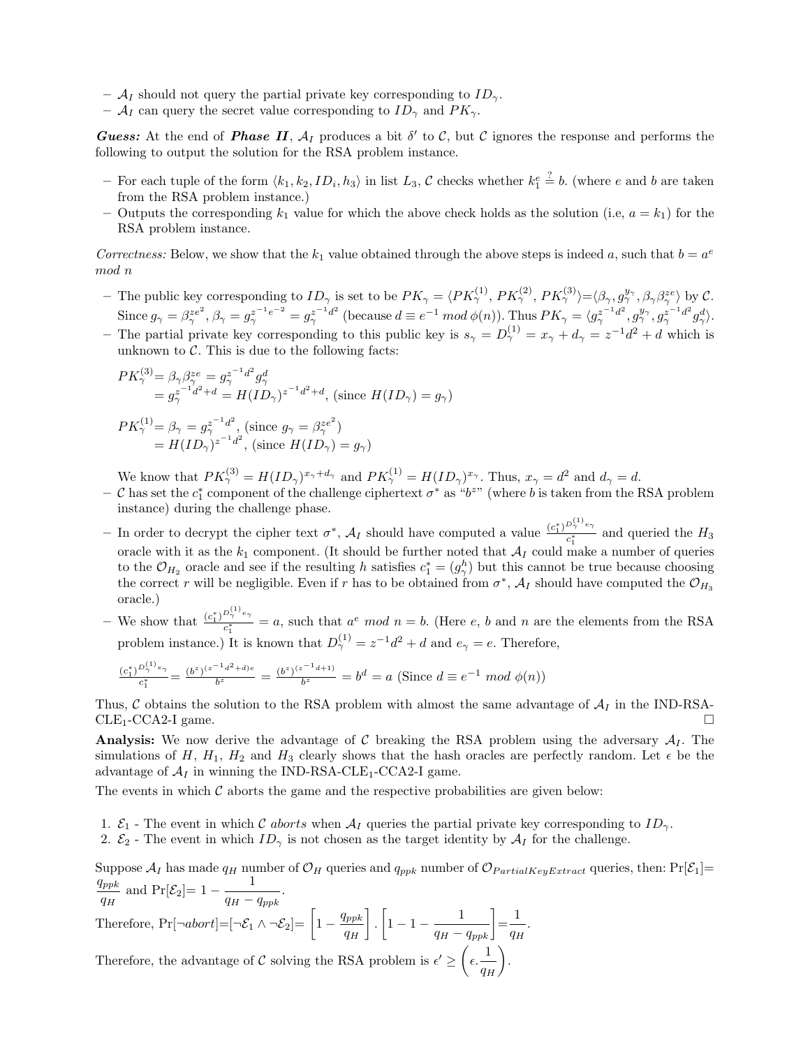– $\mathcal{A}_I$ should not query the partial private key corresponding to $ID_\gamma$.
– $\mathcal{A}_I$ can query the secret value corresponding to $ID_\gamma$ and $PK_\gamma$.

***Guess:*** At the end of ***Phase II***, $\mathcal{A}_I$ produces a bit $\delta'$ to $\mathcal{C}$, but $\mathcal{C}$ ignores the response and performs the following to output the solution for the RSA problem instance.

– For each tuple of the form $\langle k_1, k_2, ID_i, h_3\rangle$ in list $L_3$, $\mathcal{C}$ checks whether $k_1^e \stackrel{?}{=} b$. (where $e$ and $b$ are taken from the RSA problem instance.)
– Outputs the corresponding $k_1$ value for which the above check holds as the solution (i.e, $a = k_1$) for the RSA problem instance.

*Correctness:* Below, we show that the $k_1$ value obtained through the above steps is indeed $a$, such that $b = a^e$ $mod\ n$

– The public key corresponding to $ID_\gamma$ is set to be $PK_\gamma = \langle PK_\gamma^{(1)}, PK_\gamma^{(2)}, PK_\gamma^{(3)}\rangle = \langle \beta_\gamma, g_\gamma^{y_\gamma}, \beta_\gamma\beta_\gamma^{ze}\rangle$ by $\mathcal{C}$. Since $g_\gamma = \beta_\gamma^{ze^2}$, $\beta_\gamma = g_\gamma^{z^{-1}e^{-2}} = g_\gamma^{z^{-1}d^2}$ (because $d \equiv e^{-1}\ mod\ \phi(n)$). Thus $PK_\gamma = \langle g_\gamma^{z^{-1}d^2}, g_\gamma^{y_\gamma}, g_\gamma^{z^{-1}d^2}g_\gamma^d\rangle$.
– The partial private key corresponding to this public key is $s_\gamma = D_\gamma^{(1)} = x_\gamma + d_\gamma = z^{-1}d^2 + d$ which is unknown to $\mathcal{C}$. This is due to the following facts:

$$\begin{aligned}PK_\gamma^{(3)} &= \beta_\gamma\beta_\gamma^{ze} = g_\gamma^{z^{-1}d^2}g_\gamma^d\\ &= g_\gamma^{z^{-1}d^2+d} = H(ID_\gamma)^{z^{-1}d^2+d}, \text{ (since } H(ID_\gamma) = g_\gamma)\end{aligned}$$

$$\begin{aligned}PK_\gamma^{(1)} &= \beta_\gamma = g_\gamma^{z^{-1}d^2}, \text{ (since } g_\gamma = \beta_\gamma^{ze^2})\\ &= H(ID_\gamma)^{z^{-1}d^2}, \text{ (since } H(ID_\gamma) = g_\gamma)\end{aligned}$$

We know that $PK_\gamma^{(3)} = H(ID_\gamma)^{x_\gamma+d_\gamma}$ and $PK_\gamma^{(1)} = H(ID_\gamma)^{x_\gamma}$. Thus, $x_\gamma = d^2$ and $d_\gamma = d$.
– $\mathcal{C}$ has set the $c_1^*$ component of the challenge ciphertext $\sigma^*$ as "$b^z$" (where $b$ is taken from the RSA problem instance) during the challenge phase.
– In order to decrypt the cipher text $\sigma^*$, $\mathcal{A}_I$ should have computed a value $\frac{(c_1^*)^{D_\gamma^{(1)}e_\gamma}}{c_1^*}$ and queried the $H_3$ oracle with it as the $k_1$ component. (It should be further noted that $\mathcal{A}_I$ could make a number of queries to the $\mathcal{O}_{H_2}$ oracle and see if the resulting $h$ satisfies $c_1^* = (g_\gamma^h)$ but this cannot be true because choosing the correct $r$ will be negligible. Even if $r$ has to be obtained from $\sigma^*$, $\mathcal{A}_I$ should have computed the $\mathcal{O}_{H_3}$ oracle.)
– We show that $\frac{(c_1^*)^{D_\gamma^{(1)}e_\gamma}}{c_1^*} = a$, such that $a^e\ mod\ n = b$. (Here $e$, $b$ and $n$ are the elements from the RSA problem instance.) It is known that $D_\gamma^{(1)} = z^{-1}d^2 + d$ and $e_\gamma = e$. Therefore,

$$\frac{(c_1^*)^{D_\gamma^{(1)}e_\gamma}}{c_1^*} = \frac{(b^z)^{(z^{-1}d^2+d)e}}{b^z} = \frac{(b^z)^{(z^{-1}d+1)}}{b^z} = b^d = a \text{ (Since } d \equiv e^{-1}\ mod\ \phi(n))$$

Thus, $\mathcal{C}$ obtains the solution to the RSA problem with almost the same advantage of $\mathcal{A}_I$ in the IND-RSA-CLE$_1$-CCA2-I game. □

**Analysis:** We now derive the advantage of $\mathcal{C}$ breaking the RSA problem using the adversary $\mathcal{A}_I$. The simulations of $H$, $H_1$, $H_2$ and $H_3$ clearly shows that the hash oracles are perfectly random. Let $\epsilon$ be the advantage of $\mathcal{A}_I$ in winning the IND-RSA-CLE$_1$-CCA2-I game.

The events in which $\mathcal{C}$ aborts the game and the respective probabilities are given below:

1. $\mathcal{E}_1$ - The event in which $\mathcal{C}$ *aborts* when $\mathcal{A}_I$ queries the partial private key corresponding to $ID_\gamma$.
2. $\mathcal{E}_2$ - The event in which $ID_\gamma$ is not chosen as the target identity by $\mathcal{A}_I$ for the challenge.

Suppose $\mathcal{A}_I$ has made $q_H$ number of $\mathcal{O}_H$ queries and $q_{ppk}$ number of $\mathcal{O}_{PartialKeyExtract}$ queries, then: $\Pr[\mathcal{E}_1] = \frac{q_{ppk}}{q_H}$ and $\Pr[\mathcal{E}_2] = 1 - \frac{1}{q_H - q_{ppk}}$.

Therefore, $\Pr[\neg abort] = [\neg\mathcal{E}_1 \wedge \neg\mathcal{E}_2] = \left[1 - \frac{q_{ppk}}{q_H}\right] \cdot \left[1 - 1 - \frac{1}{q_H - q_{ppk}}\right] = \frac{1}{q_H}$.

Therefore, the advantage of $\mathcal{C}$ solving the RSA problem is $\epsilon' \geq \left(\epsilon . \frac{1}{q_H}\right)$.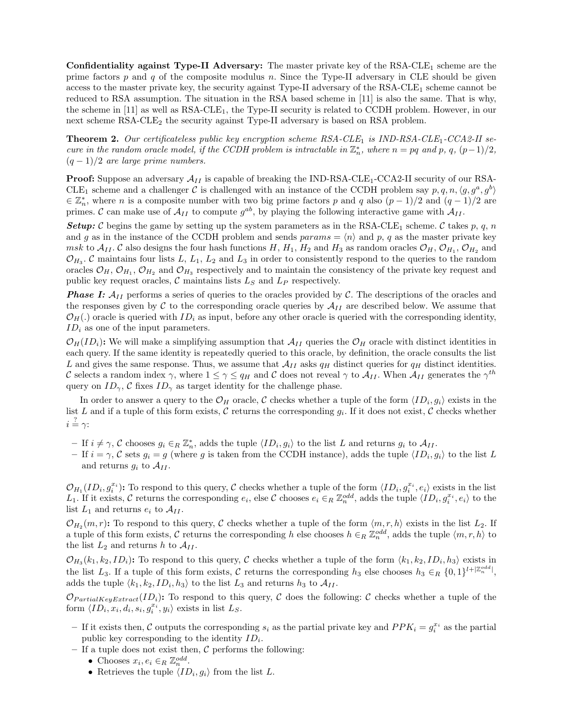**Confidentiality against Type-II Adversary:** The master private key of the RSA-CLE$_1$ scheme are the prime factors $p$ and $q$ of the composite modulus $n$. Since the Type-II adversary in CLE should be given access to the master private key, the security against Type-II adversary of the RSA-CLE$_1$ scheme cannot be reduced to RSA assumption. The situation in the RSA based scheme in [11] is also the same. That is why, the scheme in [11] as well as RSA-CLE$_1$, the Type-II security is related to CCDH problem. However, in our next scheme RSA-CLE$_2$ the security against Type-II adversary is based on RSA problem.

**Theorem 2.** *Our certificateless public key encryption scheme RSA-CLE$_1$ is IND-RSA-CLE$_1$-CCA2-II secure in the random oracle model, if the CCDH problem is intractable in $\mathbb{Z}_n^*$, where $n = pq$ and $p$, $q$, $(p-1)/2$, $(q-1)/2$ are large prime numbers.*

**Proof:** Suppose an adversary $\mathcal{A}_{II}$ is capable of breaking the IND-RSA-CLE$_1$-CCA2-II security of our RSA-CLE$_1$ scheme and a challenger $\mathcal{C}$ is challenged with an instance of the CCDH problem say $p, q, n, \langle g, g^a, g^b \rangle \in \mathbb{Z}_n^*$, where $n$ is a composite number with two big prime factors $p$ and $q$ also $(p-1)/2$ and $(q-1)/2$ are primes. $\mathcal{C}$ can make use of $\mathcal{A}_{II}$ to compute $g^{ab}$, by playing the following interactive game with $\mathcal{A}_{II}$.

***Setup:*** $\mathcal{C}$ begins the game by setting up the system parameters as in the RSA-CLE$_1$ scheme. $\mathcal{C}$ takes $p$, $q$, $n$ and $g$ as in the instance of the CCDH problem and sends $params = \langle n \rangle$ and $p$, $q$ as the master private key $msk$ to $\mathcal{A}_{II}$. $\mathcal{C}$ also designs the four hash functions $H$, $H_1$, $H_2$ and $H_3$ as random oracles $\mathcal{O}_H$, $\mathcal{O}_{H_1}$, $\mathcal{O}_{H_2}$ and $\mathcal{O}_{H_3}$. $\mathcal{C}$ maintains four lists $L$, $L_1$, $L_2$ and $L_3$ in order to consistently respond to the queries to the random oracles $\mathcal{O}_H$, $\mathcal{O}_{H_1}$, $\mathcal{O}_{H_2}$ and $\mathcal{O}_{H_3}$ respectively and to maintain the consistency of the private key request and public key request oracles, $\mathcal{C}$ maintains lists $L_S$ and $L_P$ respectively.

***Phase I:*** $\mathcal{A}_{II}$ performs a series of queries to the oracles provided by $\mathcal{C}$. The descriptions of the oracles and the responses given by $\mathcal{C}$ to the corresponding oracle queries by $\mathcal{A}_{II}$ are described below. We assume that $\mathcal{O}_H(.)$ oracle is queried with $ID_i$ as input, before any other oracle is queried with the corresponding identity, $ID_i$ as one of the input parameters.

**$\mathcal{O}_H(ID_i)$:** We will make a simplifying assumption that $\mathcal{A}_{II}$ queries the $\mathcal{O}_H$ oracle with distinct identities in each query. If the same identity is repeatedly queried to this oracle, by definition, the oracle consults the list $L$ and gives the same response. Thus, we assume that $\mathcal{A}_{II}$ asks $q_H$ distinct queries for $q_H$ distinct identities. $\mathcal{C}$ selects a random index $\gamma$, where $1 \leq \gamma \leq q_H$ and $\mathcal{C}$ does not reveal $\gamma$ to $\mathcal{A}_{II}$. When $\mathcal{A}_{II}$ generates the $\gamma^{th}$ query on $ID_\gamma$, $\mathcal{C}$ fixes $ID_\gamma$ as target identity for the challenge phase.

In order to answer a query to the $\mathcal{O}_H$ oracle, $\mathcal{C}$ checks whether a tuple of the form $\langle ID_i, g_i \rangle$ exists in the list $L$ and if a tuple of this form exists, $\mathcal{C}$ returns the corresponding $g_i$. If it does not exist, $\mathcal{C}$ checks whether $i \stackrel{?}{=} \gamma$:

- If $i \neq \gamma$, $\mathcal{C}$ chooses $g_i \in_R \mathbb{Z}_n^*$, adds the tuple $\langle ID_i, g_i \rangle$ to the list $L$ and returns $g_i$ to $\mathcal{A}_{II}$.
- If $i = \gamma$, $\mathcal{C}$ sets $g_i = g$ (where $g$ is taken from the CCDH instance), adds the tuple $\langle ID_i, g_i \rangle$ to the list $L$ and returns $g_i$ to $\mathcal{A}_{II}$.

**$\mathcal{O}_{H_1}(ID_i, g_i^{x_i})$:** To respond to this query, $\mathcal{C}$ checks whether a tuple of the form $\langle ID_i, g_i^{x_i}, e_i \rangle$ exists in the list $L_1$. If it exists, $\mathcal{C}$ returns the corresponding $e_i$, else $\mathcal{C}$ chooses $e_i \in_R \mathbb{Z}_n^{odd}$, adds the tuple $\langle ID_i, g_i^{x_i}, e_i \rangle$ to the list $L_1$ and returns $e_i$ to $\mathcal{A}_{II}$.

**$\mathcal{O}_{H_2}(m, r)$:** To respond to this query, $\mathcal{C}$ checks whether a tuple of the form $\langle m, r, h \rangle$ exists in the list $L_2$. If a tuple of this form exists, $\mathcal{C}$ returns the corresponding $h$ else chooses $h \in_R \mathbb{Z}_n^{odd}$, adds the tuple $\langle m, r, h \rangle$ to the list $L_2$ and returns $h$ to $\mathcal{A}_{II}$.

**$\mathcal{O}_{H_3}(k_1, k_2, ID_i)$:** To respond to this query, $\mathcal{C}$ checks whether a tuple of the form $\langle k_1, k_2, ID_i, h_3 \rangle$ exists in the list $L_3$. If a tuple of this form exists, $\mathcal{C}$ returns the corresponding $h_3$ else chooses $h_3 \in_R \{0,1\}^{l+|\mathbb{Z}_n^{odd}|}$, adds the tuple $\langle k_1, k_2, ID_i, h_3 \rangle$ to the list $L_3$ and returns $h_3$ to $\mathcal{A}_{II}$.

**$\mathcal{O}_{PartialKeyExtract}(ID_i)$:** To respond to this query, $\mathcal{C}$ does the following: $\mathcal{C}$ checks whether a tuple of the form $\langle ID_i, x_i, d_i, s_i, g_i^{x_i}, y_i \rangle$ exists in list $L_S$.

- If it exists then, $\mathcal{C}$ outputs the corresponding $s_i$ as the partial private key and $PPK_i = g_i^{x_i}$ as the partial public key corresponding to the identity $ID_i$.
- If a tuple does not exist then, $\mathcal{C}$ performs the following:
  - Chooses $x_i, e_i \in_R \mathbb{Z}_n^{odd}$.
  - Retrieves the tuple $\langle ID_i, g_i \rangle$ from the list $L$.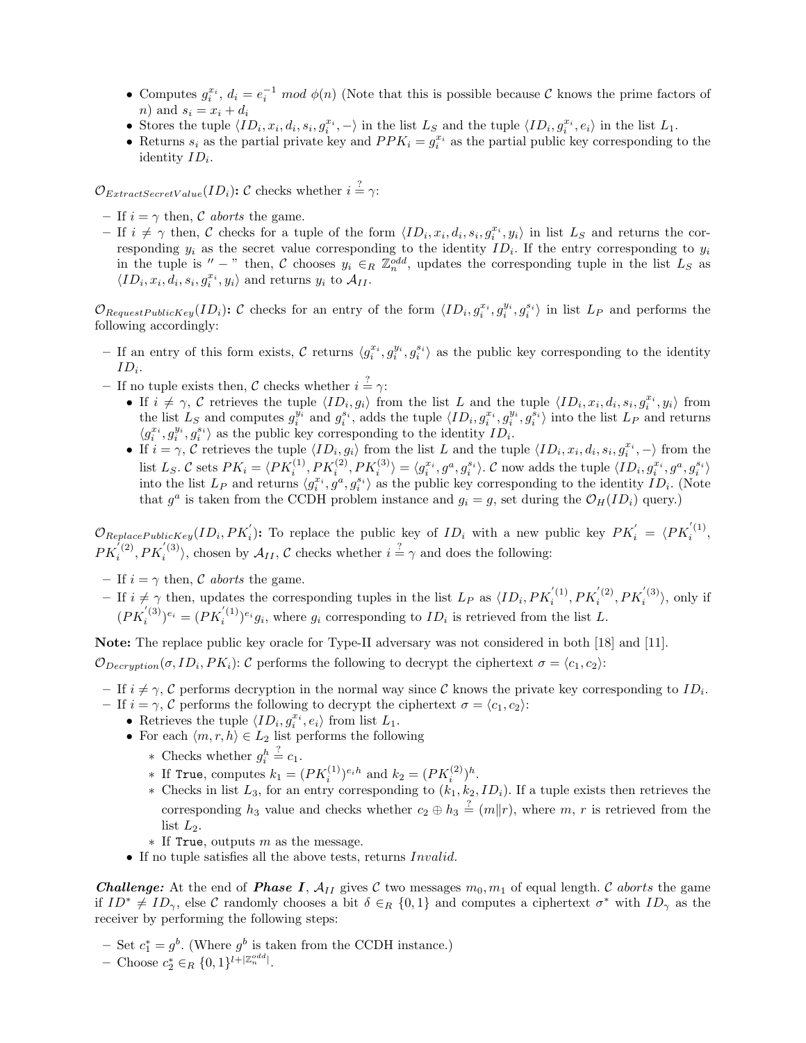- Computes $g_i^{x_i}$, $d_i = e_i^{-1} \ mod \ \phi(n)$ (Note that this is possible because $\mathcal{C}$ knows the prime factors of $n$) and $s_i = x_i + d_i$
- Stores the tuple $\langle ID_i, x_i, d_i, s_i, g_i^{x_i}, - \rangle$ in the list $L_S$ and the tuple $\langle ID_i, g_i^{x_i}, e_i \rangle$ in the list $L_1$.
- Returns $s_i$ as the partial private key and $PPK_i = g_i^{x_i}$ as the partial public key corresponding to the identity $ID_i$.

$\mathcal{O}_{ExtractSecretValue}(ID_i)$**:** $\mathcal{C}$ checks whether $i \stackrel{?}{=} \gamma$:

- If $i = \gamma$ then, $\mathcal{C}$ *aborts* the game.
- If $i \neq \gamma$ then, $\mathcal{C}$ checks for a tuple of the form $\langle ID_i, x_i, d_i, s_i, g_i^{x_i}, y_i \rangle$ in list $L_S$ and returns the corresponding $y_i$ as the secret value corresponding to the identity $ID_i$. If the entry corresponding to $y_i$ in the tuple is $'' - ''$ then, $\mathcal{C}$ chooses $y_i \in_R \mathbb{Z}_n^{odd}$, updates the corresponding tuple in the list $L_S$ as $\langle ID_i, x_i, d_i, s_i, g_i^{x_i}, y_i \rangle$ and returns $y_i$ to $\mathcal{A}_{II}$.

$\mathcal{O}_{RequestPublicKey}(ID_i)$**:** $\mathcal{C}$ checks for an entry of the form $\langle ID_i, g_i^{x_i}, g_i^{y_i}, g_i^{s_i} \rangle$ in list $L_P$ and performs the following accordingly:

- If an entry of this form exists, $\mathcal{C}$ returns $\langle g_i^{x_i}, g_i^{y_i}, g_i^{s_i} \rangle$ as the public key corresponding to the identity $ID_i$.
- If no tuple exists then, $\mathcal{C}$ checks whether $i \stackrel{?}{=} \gamma$:
  - If $i \neq \gamma$, $\mathcal{C}$ retrieves the tuple $\langle ID_i, g_i \rangle$ from the list $L$ and the tuple $\langle ID_i, x_i, d_i, s_i, g_i^{x_i}, y_i \rangle$ from the list $L_S$ and computes $g_i^{y_i}$ and $g_i^{s_i}$, adds the tuple $\langle ID_i, g_i^{x_i}, g_i^{y_i}, g_i^{s_i} \rangle$ into the list $L_P$ and returns $\langle g_i^{x_i}, g_i^{y_i}, g_i^{s_i} \rangle$ as the public key corresponding to the identity $ID_i$.
  - If $i = \gamma$, $\mathcal{C}$ retrieves the tuple $\langle ID_i, g_i \rangle$ from the list $L$ and the tuple $\langle ID_i, x_i, d_i, s_i, g_i^{x_i}, - \rangle$ from the list $L_S$. $\mathcal{C}$ sets $PK_i = \langle PK_i^{(1)}, PK_i^{(2)}, PK_i^{(3)} \rangle = \langle g_i^{x_i}, g^a, g_i^{s_i} \rangle$. $\mathcal{C}$ now adds the tuple $\langle ID_i, g_i^{x_i}, g^a, g_i^{s_i} \rangle$ into the list $L_P$ and returns $\langle g_i^{x_i}, g^a, g_i^{s_i} \rangle$ as the public key corresponding to the identity $ID_i$. (Note that $g^a$ is taken from the CCDH problem instance and $g_i = g$, set during the $\mathcal{O}_H(ID_i)$ query.)

$\mathcal{O}_{ReplacePublicKey}(ID_i, PK_i^{'})$**:** To replace the public key of $ID_i$ with a new public key $PK_i^{'} = \langle PK_i^{'(1)}, PK_i^{'(2)}, PK_i^{'(3)} \rangle$, chosen by $\mathcal{A}_{II}$, $\mathcal{C}$ checks whether $i \stackrel{?}{=} \gamma$ and does the following:

- If $i = \gamma$ then, $\mathcal{C}$ *aborts* the game.
- If $i \neq \gamma$ then, updates the corresponding tuples in the list $L_P$ as $\langle ID_i, PK_i^{'(1)}, PK_i^{'(2)}, PK_i^{'(3)} \rangle$, only if $(PK_i^{'(3)})^{e_i} \stackrel{?}{=} (PK_i^{'(1)})^{e_i} g_i$, where $g_i$ corresponding to $ID_i$ is retrieved from the list $L$.

**Note:** The replace public key oracle for Type-II adversary was not considered in both [18] and [11].

$\mathcal{O}_{Decryption}(\sigma, ID_i, PK_i)$: $\mathcal{C}$ performs the following to decrypt the ciphertext $\sigma = \langle c_1, c_2 \rangle$:

- If $i \neq \gamma$, $\mathcal{C}$ performs decryption in the normal way since $\mathcal{C}$ knows the private key corresponding to $ID_i$.
- If $i = \gamma$, $\mathcal{C}$ performs the following to decrypt the ciphertext $\sigma = \langle c_1, c_2 \rangle$:
  - Retrieves the tuple $\langle ID_i, g_i^{x_i}, e_i \rangle$ from list $L_1$.
  - For each $\langle m, r, h \rangle \in L_2$ list performs the following
    - Checks whether $g_i^h \stackrel{?}{=} c_1$.
    - If `True`, computes $k_1 = (PK_i^{(1)})^{e_i h}$ and $k_2 = (PK_i^{(2)})^h$.
    - Checks in list $L_3$, for an entry corresponding to $(k_1, k_2, ID_i)$. If a tuple exists then retrieves the corresponding $h_3$ value and checks whether $c_2 \oplus h_3 \stackrel{?}{=} (m \| r)$, where $m$, $r$ is retrieved from the list $L_2$.
    - If `True`, outputs $m$ as the message.
  - If no tuple satisfies all the above tests, returns *Invalid*.

***Challenge:*** At the end of ***Phase I***, $\mathcal{A}_{II}$ gives $\mathcal{C}$ two messages $m_0, m_1$ of equal length. $\mathcal{C}$ *aborts* the game if $ID^* \neq ID_\gamma$, else $\mathcal{C}$ randomly chooses a bit $\delta \in_R \{0, 1\}$ and computes a ciphertext $\sigma^*$ with $ID_\gamma$ as the receiver by performing the following steps:

- Set $c_1^* = g^b$. (Where $g^b$ is taken from the CCDH instance.)
- Choose $c_2^* \in_R \{0, 1\}^{l + |\mathbb{Z}_n^{odd}|}$.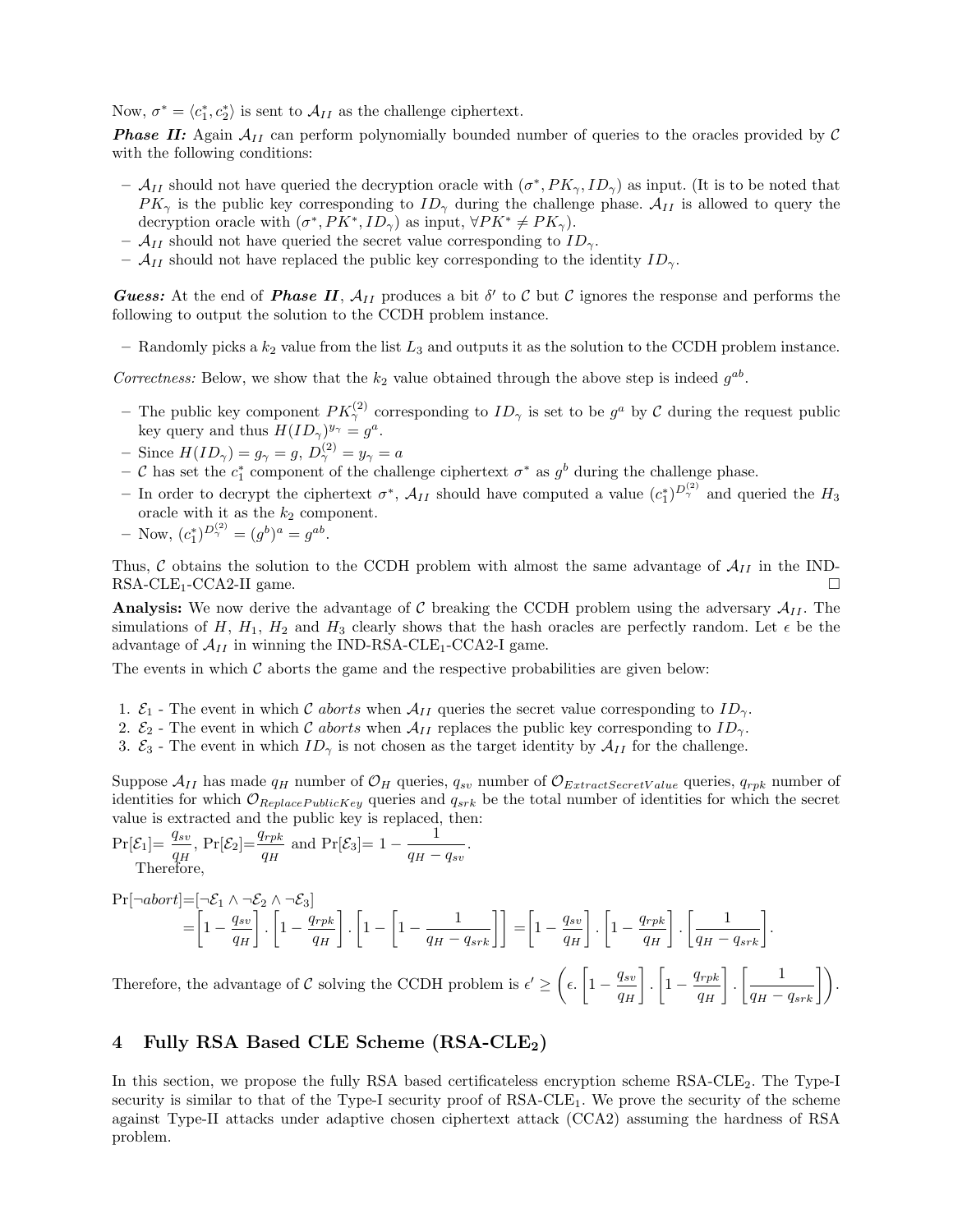Now, $\sigma^* = \langle c_1^*, c_2^* \rangle$ is sent to $\mathcal{A}_{II}$ as the challenge ciphertext.

***Phase II:*** Again $\mathcal{A}_{II}$ can perform polynomially bounded number of queries to the oracles provided by $\mathcal{C}$ with the following conditions:

- $\mathcal{A}_{II}$ should not have queried the decryption oracle with $(\sigma^*, PK_\gamma, ID_\gamma)$ as input. (It is to be noted that $PK_\gamma$ is the public key corresponding to $ID_\gamma$ during the challenge phase. $\mathcal{A}_{II}$ is allowed to query the decryption oracle with $(\sigma^*, PK^*, ID_\gamma)$ as input, $\forall PK^* \neq PK_\gamma$).
- $\mathcal{A}_{II}$ should not have queried the secret value corresponding to $ID_\gamma$.
- $\mathcal{A}_{II}$ should not have replaced the public key corresponding to the identity $ID_\gamma$.

***Guess:*** At the end of ***Phase II***, $\mathcal{A}_{II}$ produces a bit $\delta'$ to $\mathcal{C}$ but $\mathcal{C}$ ignores the response and performs the following to output the solution to the CCDH problem instance.

- Randomly picks a $k_2$ value from the list $L_3$ and outputs it as the solution to the CCDH problem instance.

*Correctness:* Below, we show that the $k_2$ value obtained through the above step is indeed $g^{ab}$.

- The public key component $PK_\gamma^{(2)}$ corresponding to $ID_\gamma$ is set to be $g^a$ by $\mathcal{C}$ during the request public key query and thus $H(ID_\gamma)^{y_\gamma} = g^a$.
- Since $H(ID_\gamma) = g_\gamma = g$, $D_\gamma^{(2)} = y_\gamma = a$
- $\mathcal{C}$ has set the $c_1^*$ component of the challenge ciphertext $\sigma^*$ as $g^b$ during the challenge phase.
- In order to decrypt the ciphertext $\sigma^*$, $\mathcal{A}_{II}$ should have computed a value $(c_1^*)^{D_\gamma^{(2)}}$ and queried the $H_3$ oracle with it as the $k_2$ component.
- Now, $(c_1^*)^{D_\gamma^{(2)}} = (g^b)^a = g^{ab}$.

Thus, $\mathcal{C}$ obtains the solution to the CCDH problem with almost the same advantage of $\mathcal{A}_{II}$ in the IND-RSA-CLE$_1$-CCA2-II game. □

**Analysis:** We now derive the advantage of $\mathcal{C}$ breaking the CCDH problem using the adversary $\mathcal{A}_{II}$. The simulations of $H$, $H_1$, $H_2$ and $H_3$ clearly shows that the hash oracles are perfectly random. Let $\epsilon$ be the advantage of $\mathcal{A}_{II}$ in winning the IND-RSA-CLE$_1$-CCA2-I game.

The events in which $\mathcal{C}$ aborts the game and the respective probabilities are given below:

1. $\mathcal{E}_1$ - The event in which $\mathcal{C}$ *aborts* when $\mathcal{A}_{II}$ queries the secret value corresponding to $ID_\gamma$.
2. $\mathcal{E}_2$ - The event in which $\mathcal{C}$ *aborts* when $\mathcal{A}_{II}$ replaces the public key corresponding to $ID_\gamma$.
3. $\mathcal{E}_3$ - The event in which $ID_\gamma$ is not chosen as the target identity by $\mathcal{A}_{II}$ for the challenge.

Suppose $\mathcal{A}_{II}$ has made $q_H$ number of $\mathcal{O}_H$ queries, $q_{sv}$ number of $\mathcal{O}_{ExtractSecretValue}$ queries, $q_{rpk}$ number of identities for which $\mathcal{O}_{ReplacePublicKey}$ queries and $q_{srk}$ be the total number of identities for which the secret value is extracted and the public key is replaced, then:

$\Pr[\mathcal{E}_1] = \frac{q_{sv}}{q_H}$, $\Pr[\mathcal{E}_2] = \frac{q_{rpk}}{q_H}$ and $\Pr[\mathcal{E}_3] = 1 - \frac{1}{q_H - q_{sv}}$.

Therefore,

$$\Pr[\neg abort] = [\neg\mathcal{E}_1 \wedge \neg\mathcal{E}_2 \wedge \neg\mathcal{E}_3]$$
$$= \left[1 - \frac{q_{sv}}{q_H}\right] \cdot \left[1 - \frac{q_{rpk}}{q_H}\right] \cdot \left[1 - \left[1 - \frac{1}{q_H - q_{srk}}\right]\right] = \left[1 - \frac{q_{sv}}{q_H}\right] \cdot \left[1 - \frac{q_{rpk}}{q_H}\right] \cdot \left[\frac{1}{q_H - q_{srk}}\right].$$

Therefore, the advantage of $\mathcal{C}$ solving the CCDH problem is $\epsilon' \geq \left(\epsilon \cdot \left[1 - \frac{q_{sv}}{q_H}\right] \cdot \left[1 - \frac{q_{rpk}}{q_H}\right] \cdot \left[\frac{1}{q_H - q_{srk}}\right]\right)$.

## 4 Fully RSA Based CLE Scheme (RSA-CLE$_2$)

In this section, we propose the fully RSA based certificateless encryption scheme RSA-CLE$_2$. The Type-I security is similar to that of the Type-I security proof of RSA-CLE$_1$. We prove the security of the scheme against Type-II attacks under adaptive chosen ciphertext attack (CCA2) assuming the hardness of RSA problem.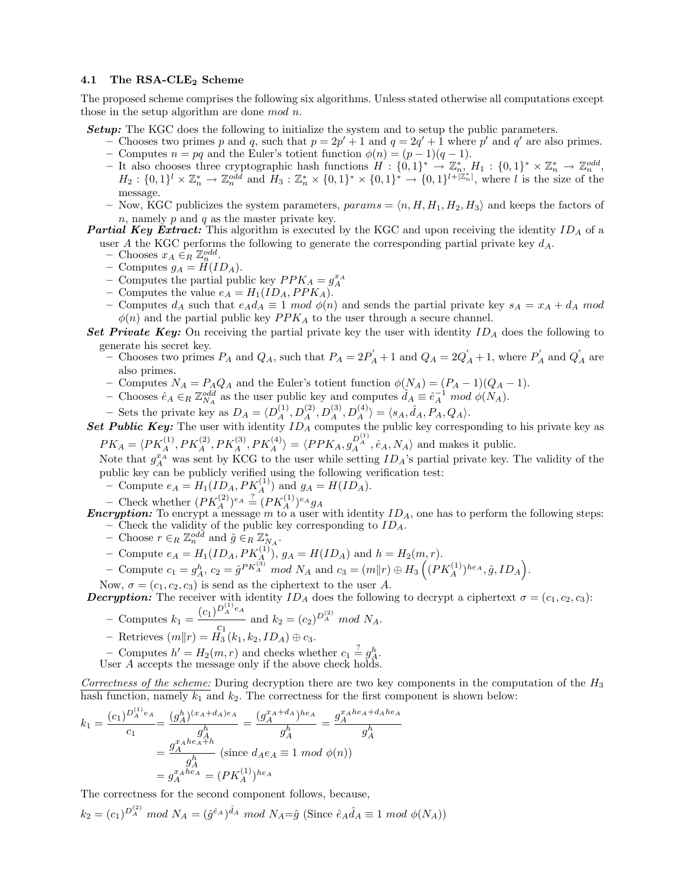### 4.1 The RSA-CLE$_2$ Scheme

The proposed scheme comprises the following six algorithms. Unless stated otherwise all computations except those in the setup algorithm are done *mod n*.

***Setup:*** The KGC does the following to initialize the system and to setup the public parameters.

- Chooses two primes $p$ and $q$, such that $p = 2p' + 1$ and $q = 2q' + 1$ where $p'$ and $q'$ are also primes.
- Computes $n = pq$ and the Euler's totient function $\phi(n) = (p-1)(q-1)$.
- It also chooses three cryptographic hash functions $H : \{0,1\}^* \rightarrow \mathbb{Z}_n^*$, $H_1 : \{0,1\}^* \times \mathbb{Z}_n^* \rightarrow \mathbb{Z}_n^{odd}$, $H_2 : \{0,1\}^l \times \mathbb{Z}_n^* \rightarrow \mathbb{Z}_n^{odd}$ and $H_3 : \mathbb{Z}_n^* \times \{0,1\}^* \times \{0,1\}^* \rightarrow \{0,1\}^{l+|\mathbb{Z}_n^*|}$, where $l$ is the size of the message.
- Now, KGC publicizes the system parameters, $params = \langle n, H, H_1, H_2, H_3 \rangle$ and keeps the factors of $n$, namely $p$ and $q$ as the master private key.

***Partial Key Extract:*** This algorithm is executed by the KGC and upon receiving the identity $ID_A$ of a user $A$ the KGC performs the following to generate the corresponding partial private key $d_A$.

- Chooses $x_A \in_R \mathbb{Z}_n^{odd}$.
- Computes $g_A = H(ID_A)$.
- Computes the partial public key $PPK_A = g_A^{x_A}$
- Computes the value $e_A = H_1(ID_A, PPK_A)$.
- Computes $d_A$ such that $e_A d_A \equiv 1 \ mod \ \phi(n)$ and sends the partial private key $s_A = x_A + d_A \ mod \ \phi(n)$ and the partial public key $PPK_A$ to the user through a secure channel.

***Set Private Key:*** On receiving the partial private key the user with identity $ID_A$ does the following to generate his secret key.

- Chooses two primes $P_A$ and $Q_A$, such that $P_A = 2P_A^{'} + 1$ and $Q_A = 2Q_A^{'} + 1$, where $P_A^{'}$ and $Q_A^{'}$ are also primes.
- Computes $N_A = P_A Q_A$ and the Euler's totient function $\phi(N_A) = (P_A - 1)(Q_A - 1)$.
- Chooses $\hat{e}_A \in_R \mathbb{Z}_{N_A}^{odd}$ as the user public key and computes $\hat{d}_A \equiv \hat{e}_A^{-1} \ mod \ \phi(N_A)$.
- Sets the private key as $D_A = \langle D_A^{(1)}, D_A^{(2)}, D_A^{(3)}, D_A^{(4)} \rangle = \langle s_A, \hat{d}_A, P_A, Q_A \rangle$.

***Set Public Key:*** The user with identity $ID_A$ computes the public key corresponding to his private key as $PK_A = \langle PK_A^{(1)}, PK_A^{(2)}, PK_A^{(3)}, PK_A^{(4)} \rangle = \langle PPK_A, g_A^{D_A^{(1)}}, \hat{e}_A, N_A \rangle$ and makes it public.

Note that $g_A^{x_A}$ was sent by KCG to the user while setting $ID_A$'s partial private key. The validity of the public key can be publicly verified using the following verification test:

- Compute $e_A = H_1(ID_A, PK_A^{(1)})$ and $g_A = H(ID_A)$.
- Check whether $(PK_A^{(2)})^{e_A} \stackrel{?}{=} (PK_A^{(1)})^{e_A} g_A$

***Encryption:*** To encrypt a message $m$ to a user with identity $ID_A$, one has to perform the following steps:

- Check the validity of the public key corresponding to $ID_A$.
- Choose $r \in_R \mathbb{Z}_n^{odd}$ and $\hat{g} \in_R \mathbb{Z}_{N_A}^*$.
- Compute $e_A = H_1(ID_A, PK_A^{(1)})$, $g_A = H(ID_A)$ and $h = H_2(m, r)$.
- Compute $c_1 = g_A^h$, $c_2 = \hat{g}^{PK_A^{(3)}} \ mod \ N_A$ and $c_3 = (m \| r) \oplus H_3\left((PK_A^{(1)})^{he_A}, \hat{g}, ID_A\right)$.

Now, $\sigma = (c_1, c_2, c_3)$ is send as the ciphertext to the user $A$.

***Decryption:*** The receiver with identity $ID_A$ does the following to decrypt a ciphertext $\sigma = (c_1, c_2, c_3)$:

- Computes $k_1 = \dfrac{(c_1)^{D_A^{(1)} e_A}}{c_1}$ and $k_2 = (c_2)^{D_A^{(2)}} \ mod \ N_A$.
- Retrieves $(m \| r) = H_3(k_1, k_2, ID_A) \oplus c_3$.
- Computes $h' = H_2(m, r)$ and checks whether $c_1 \stackrel{?}{=} g_A^h$.

User $A$ accepts the message only if the above check holds.

<u>*Correctness of the scheme:*</u> During decryption there are two key components in the computation of the $H_3$ hash function, namely $k_1$ and $k_2$. The correctness for the first component is shown below:

$$
\begin{aligned}
k_1 = \frac{(c_1)^{D_A^{(1)} e_A}}{c_1} &= \frac{(g_A^h)^{(x_A + d_A) e_A}}{g_A^h} = \frac{(g_A^{x_A + d_A})^{h e_A}}{g_A^h} = \frac{g_A^{x_A h e_A + d_A h e_A}}{g_A^h} \\
&= \frac{g_A^{x_A h e_A + h}}{g_A^h} \ \text{(since } d_A e_A \equiv 1 \ mod \ \phi(n)\text{)} \\
&= g_A^{x_A h e_A} = (PK_A^{(1)})^{h e_A}
\end{aligned}
$$

The correctness for the second component follows, because,

$$
k_2 = (c_1)^{D_A^{(2)}} \ mod \ N_A = (\hat{g}^{\hat{e}_A})^{\hat{d}_A} \ mod \ N_A = \hat{g} \ \text{(Since } \hat{e}_A \hat{d}_A \equiv 1 \ mod \ \phi(N_A)\text{)}
$$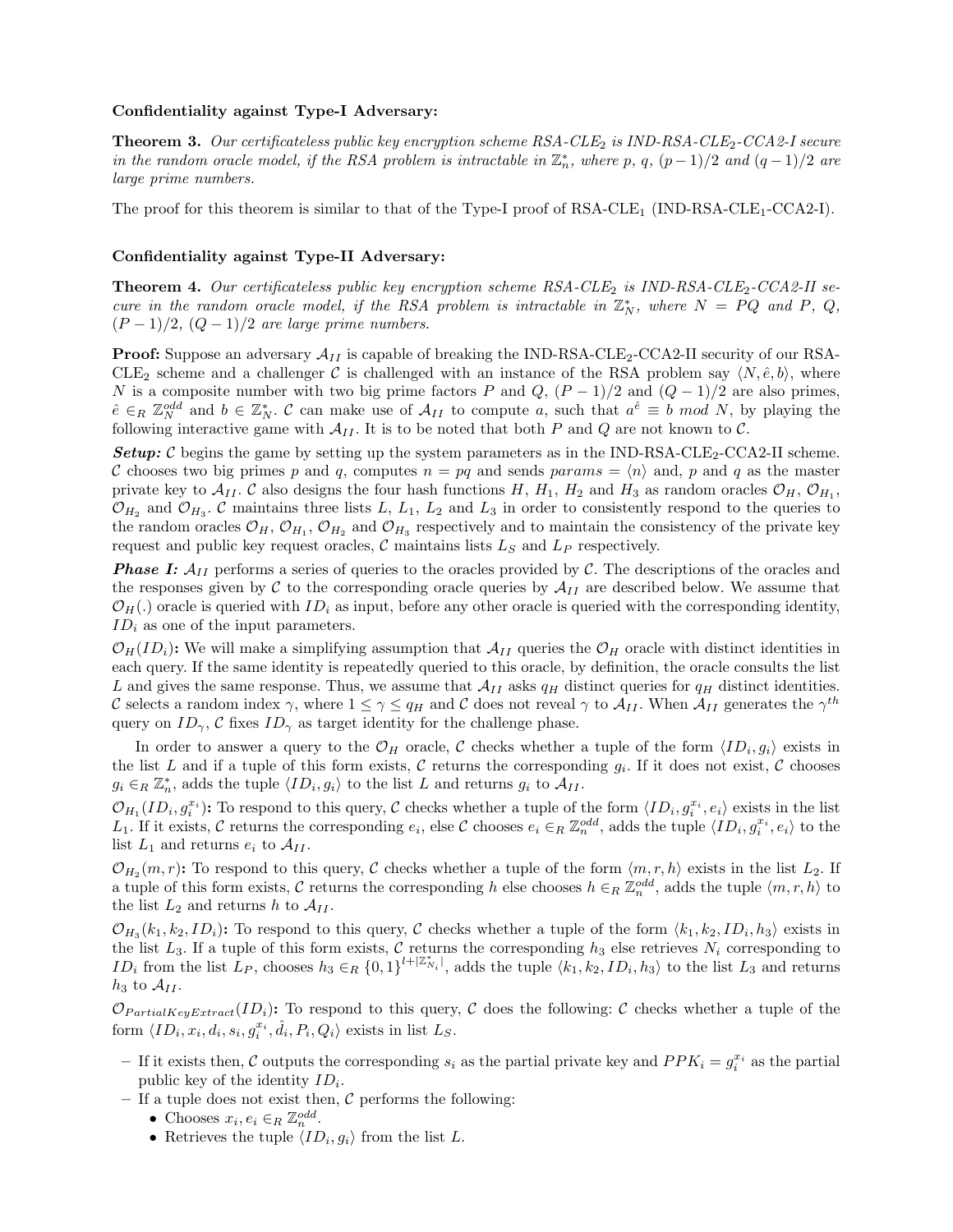**Confidentiality against Type-I Adversary:**

**Theorem 3.** *Our certificateless public key encryption scheme RSA-CLE$_2$ is IND-RSA-CLE$_2$-CCA2-I secure in the random oracle model, if the RSA problem is intractable in $\mathbb{Z}_n^*$, where $p$, $q$, $(p-1)/2$ and $(q-1)/2$ are large prime numbers.*

The proof for this theorem is similar to that of the Type-I proof of RSA-CLE$_1$ (IND-RSA-CLE$_1$-CCA2-I).

**Confidentiality against Type-II Adversary:**

**Theorem 4.** *Our certificateless public key encryption scheme RSA-CLE$_2$ is IND-RSA-CLE$_2$-CCA2-II secure in the random oracle model, if the RSA problem is intractable in $\mathbb{Z}_N^*$, where $N = PQ$ and $P$, $Q$, $(P-1)/2$, $(Q-1)/2$ are large prime numbers.*

**Proof:** Suppose an adversary $\mathcal{A}_{II}$ is capable of breaking the IND-RSA-CLE$_2$-CCA2-II security of our RSA-CLE$_2$ scheme and a challenger $\mathcal{C}$ is challenged with an instance of the RSA problem say $\langle N, \hat{e}, b \rangle$, where $N$ is a composite number with two big prime factors $P$ and $Q$, $(P-1)/2$ and $(Q-1)/2$ are also primes, $\hat{e} \in_R \mathbb{Z}_N^{odd}$ and $b \in \mathbb{Z}_N^*$. $\mathcal{C}$ can make use of $\mathcal{A}_{II}$ to compute $a$, such that $a^{\hat{e}} \equiv b \ mod \ N$, by playing the following interactive game with $\mathcal{A}_{II}$. It is to be noted that both $P$ and $Q$ are not known to $\mathcal{C}$.

***Setup:*** $\mathcal{C}$ begins the game by setting up the system parameters as in the IND-RSA-CLE$_2$-CCA2-II scheme. $\mathcal{C}$ chooses two big primes $p$ and $q$, computes $n = pq$ and sends $params = \langle n \rangle$ and, $p$ and $q$ as the master private key to $\mathcal{A}_{II}$. $\mathcal{C}$ also designs the four hash functions $H$, $H_1$, $H_2$ and $H_3$ as random oracles $\mathcal{O}_H$, $\mathcal{O}_{H_1}$, $\mathcal{O}_{H_2}$ and $\mathcal{O}_{H_3}$. $\mathcal{C}$ maintains three lists $L$, $L_1$, $L_2$ and $L_3$ in order to consistently respond to the queries to the random oracles $\mathcal{O}_H$, $\mathcal{O}_{H_1}$, $\mathcal{O}_{H_2}$ and $\mathcal{O}_{H_3}$ respectively and to maintain the consistency of the private key request and public key request oracles, $\mathcal{C}$ maintains lists $L_S$ and $L_P$ respectively.

***Phase I:*** $\mathcal{A}_{II}$ performs a series of queries to the oracles provided by $\mathcal{C}$. The descriptions of the oracles and the responses given by $\mathcal{C}$ to the corresponding oracle queries by $\mathcal{A}_{II}$ are described below. We assume that $\mathcal{O}_H(.)$ oracle is queried with $ID_i$ as input, before any other oracle is queried with the corresponding identity, $ID_i$ as one of the input parameters.

**$\mathcal{O}_H(ID_i)$:** We will make a simplifying assumption that $\mathcal{A}_{II}$ queries the $\mathcal{O}_H$ oracle with distinct identities in each query. If the same identity is repeatedly queried to this oracle, by definition, the oracle consults the list $L$ and gives the same response. Thus, we assume that $\mathcal{A}_{II}$ asks $q_H$ distinct queries for $q_H$ distinct identities. $\mathcal{C}$ selects a random index $\gamma$, where $1 \leq \gamma \leq q_H$ and $\mathcal{C}$ does not reveal $\gamma$ to $\mathcal{A}_{II}$. When $\mathcal{A}_{II}$ generates the $\gamma^{th}$ query on $ID_\gamma$, $\mathcal{C}$ fixes $ID_\gamma$ as target identity for the challenge phase.

In order to answer a query to the $\mathcal{O}_H$ oracle, $\mathcal{C}$ checks whether a tuple of the form $\langle ID_i, g_i \rangle$ exists in the list $L$ and if a tuple of this form exists, $\mathcal{C}$ returns the corresponding $g_i$. If it does not exist, $\mathcal{C}$ chooses $g_i \in_R \mathbb{Z}_n^*$, adds the tuple $\langle ID_i, g_i \rangle$ to the list $L$ and returns $g_i$ to $\mathcal{A}_{II}$.

**$\mathcal{O}_{H_1}(ID_i, g_i^{x_i})$:** To respond to this query, $\mathcal{C}$ checks whether a tuple of the form $\langle ID_i, g_i^{x_i}, e_i \rangle$ exists in the list $L_1$. If it exists, $\mathcal{C}$ returns the corresponding $e_i$, else $\mathcal{C}$ chooses $e_i \in_R \mathbb{Z}_n^{odd}$, adds the tuple $\langle ID_i, g_i^{x_i}, e_i \rangle$ to the list $L_1$ and returns $e_i$ to $\mathcal{A}_{II}$.

**$\mathcal{O}_{H_2}(m, r)$:** To respond to this query, $\mathcal{C}$ checks whether a tuple of the form $\langle m, r, h \rangle$ exists in the list $L_2$. If a tuple of this form exists, $\mathcal{C}$ returns the corresponding $h$ else chooses $h \in_R \mathbb{Z}_n^{odd}$, adds the tuple $\langle m, r, h \rangle$ to the list $L_2$ and returns $h$ to $\mathcal{A}_{II}$.

**$\mathcal{O}_{H_3}(k_1, k_2, ID_i)$:** To respond to this query, $\mathcal{C}$ checks whether a tuple of the form $\langle k_1, k_2, ID_i, h_3 \rangle$ exists in the list $L_3$. If a tuple of this form exists, $\mathcal{C}$ returns the corresponding $h_3$ else retrieves $N_i$ corresponding to $ID_i$ from the list $L_P$, chooses $h_3 \in_R \{0,1\}^{l+|\mathbb{Z}_{N_i}^*|}$, adds the tuple $\langle k_1, k_2, ID_i, h_3 \rangle$ to the list $L_3$ and returns $h_3$ to $\mathcal{A}_{II}$.

**$\mathcal{O}_{PartialKeyExtract}(ID_i)$:** To respond to this query, $\mathcal{C}$ does the following: $\mathcal{C}$ checks whether a tuple of the form $\langle ID_i, x_i, d_i, s_i, g_i^{x_i}, \hat{d}_i, P_i, Q_i \rangle$ exists in list $L_S$.

- If it exists then, $\mathcal{C}$ outputs the corresponding $s_i$ as the partial private key and $PPK_i = g_i^{x_i}$ as the partial public key of the identity $ID_i$.
- If a tuple does not exist then, $\mathcal{C}$ performs the following:
  - Chooses $x_i, e_i \in_R \mathbb{Z}_n^{odd}$.
  - Retrieves the tuple $\langle ID_i, g_i \rangle$ from the list $L$.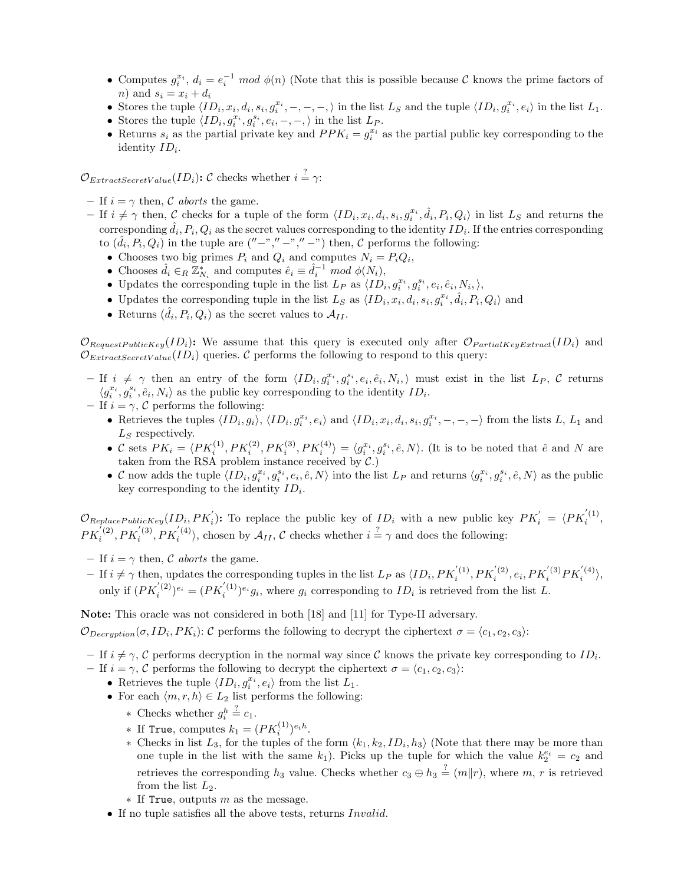- Computes $g_i^{x_i}$, $d_i = e_i^{-1} \ mod \ \phi(n)$ (Note that this is possible because $\mathcal{C}$ knows the prime factors of $n$) and $s_i = x_i + d_i$
- Stores the tuple $\langle ID_i, x_i, d_i, s_i, g_i^{x_i}, -, -, -, \rangle$ in the list $L_S$ and the tuple $\langle ID_i, g_i^{x_i}, e_i \rangle$ in the list $L_1$.
- Stores the tuple $\langle ID_i, g_i^{x_i}, g_i^{s_i}, e_i, -, -, \rangle$ in the list $L_P$.
- Returns $s_i$ as the partial private key and $PPK_i = g_i^{x_i}$ as the partial public key corresponding to the identity $ID_i$.

$\mathcal{O}_{ExtractSecretValue}(ID_i)$**:** $\mathcal{C}$ checks whether $i \stackrel{?}{=} \gamma$:

- If $i = \gamma$ then, $\mathcal{C}$ *aborts* the game.
- If $i \neq \gamma$ then, $\mathcal{C}$ checks for a tuple of the form $\langle ID_i, x_i, d_i, s_i, g_i^{x_i}, \hat{d}_i, P_i, Q_i \rangle$ in list $L_S$ and returns the corresponding $\hat{d}_i, P_i, Q_i$ as the secret values corresponding to the identity $ID_i$. If the entries corresponding to $(\hat{d}_i, P_i, Q_i)$ in the tuple are $(''-'', ''-'', ''-'')$ then, $\mathcal{C}$ performs the following:
  - Chooses two big primes $P_i$ and $Q_i$ and computes $N_i = P_i Q_i$,
  - Chooses $\hat{d}_i \in_R \mathbb{Z}^*_{N_i}$ and computes $\hat{e}_i \equiv \hat{d}_i^{-1} \ mod \ \phi(N_i)$,
  - Updates the corresponding tuple in the list $L_P$ as $\langle ID_i, g_i^{x_i}, g_i^{s_i}, e_i, \hat{e}_i, N_i, \rangle$,
  - Updates the corresponding tuple in the list $L_S$ as $\langle ID_i, x_i, d_i, s_i, g_i^{x_i}, \hat{d}_i, P_i, Q_i \rangle$ and
  - Returns $(\hat{d}_i, P_i, Q_i)$ as the secret values to $\mathcal{A}_{II}$.

$\mathcal{O}_{RequestPublicKey}(ID_i)$**:** We assume that this query is executed only after $\mathcal{O}_{PartialKeyExtract}(ID_i)$ and $\mathcal{O}_{ExtractSecretValue}(ID_i)$ queries. $\mathcal{C}$ performs the following to respond to this query:

- If $i \neq \gamma$ then an entry of the form $\langle ID_i, g_i^{x_i}, g_i^{s_i}, e_i, \hat{e}_i, N_i, \rangle$ must exist in the list $L_P$, $\mathcal{C}$ returns $\langle g_i^{x_i}, g_i^{s_i}, \hat{e}_i, N_i \rangle$ as the public key corresponding to the identity $ID_i$.
- If $i = \gamma$, $\mathcal{C}$ performs the following:
  - Retrieves the tuples $\langle ID_i, g_i \rangle$, $\langle ID_i, g_i^{x_i}, e_i \rangle$ and $\langle ID_i, x_i, d_i, s_i, g_i^{x_i}, -, -, - \rangle$ from the lists $L$, $L_1$ and $L_S$ respectively.
  - $\mathcal{C}$ sets $PK_i = \langle PK_i^{(1)}, PK_i^{(2)}, PK_i^{(3)}, PK_i^{(4)} \rangle = \langle g_i^{x_i}, g_i^{s_i}, \hat{e}, N \rangle$. (It is to be noted that $\hat{e}$ and $N$ are taken from the RSA problem instance received by $\mathcal{C}$.)
  - $\mathcal{C}$ now adds the tuple $\langle ID_i, g_i^{x_i}, g_i^{s_i}, e_i, \hat{e}, N \rangle$ into the list $L_P$ and returns $\langle g_i^{x_i}, g_i^{s_i}, \hat{e}, N \rangle$ as the public key corresponding to the identity $ID_i$.

$\mathcal{O}_{ReplacePublicKey}(ID_i, PK_i^{'})$**:** To replace the public key of $ID_i$ with a new public key $PK_i^{'} = \langle PK_i^{'(1)}, PK_i^{'(2)}, PK_i^{'(3)}, PK_i^{'(4)} \rangle$, chosen by $\mathcal{A}_{II}$, $\mathcal{C}$ checks whether $i \stackrel{?}{=} \gamma$ and does the following:

- If $i = \gamma$ then, $\mathcal{C}$ *aborts* the game.
- If $i \neq \gamma$ then, updates the corresponding tuples in the list $L_P$ as $\langle ID_i, PK_i^{'(1)}, PK_i^{'(2)}, e_i, PK_i^{'(3)} PK_i^{'(4)} \rangle$, only if $(PK_i^{'(2)})^{e_i} = (PK_i^{'(1)})^{e_i} g_i$, where $g_i$ corresponding to $ID_i$ is retrieved from the list $L$.

**Note:** This oracle was not considered in both [18] and [11] for Type-II adversary.

$\mathcal{O}_{Decryption}(\sigma, ID_i, PK_i)$: $\mathcal{C}$ performs the following to decrypt the ciphertext $\sigma = \langle c_1, c_2, c_3 \rangle$:

- If $i \neq \gamma$, $\mathcal{C}$ performs decryption in the normal way since $\mathcal{C}$ knows the private key corresponding to $ID_i$.
- If $i = \gamma$, $\mathcal{C}$ performs the following to decrypt the ciphertext $\sigma = \langle c_1, c_2, c_3 \rangle$:
  - Retrieves the tuple $\langle ID_i, g_i^{x_i}, e_i \rangle$ from the list $L_1$.
  - For each $\langle m, r, h \rangle \in L_2$ list performs the following:
    - Checks whether $g_i^h \stackrel{?}{=} c_1$.
    - If `True`, computes $k_1 = (PK_i^{(1)})^{e_i h}$.
    - Checks in list $L_3$, for the tuples of the form $\langle k_1, k_2, ID_i, h_3 \rangle$ (Note that there may be more than one tuple in the list with the same $k_1$). Picks up the tuple for which the value $k_2^{e_i} = c_2$ and retrieves the corresponding $h_3$ value. Checks whether $c_3 \oplus h_3 \stackrel{?}{=} (m \| r)$, where $m$, $r$ is retrieved from the list $L_2$.
    - If `True`, outputs $m$ as the message.
  - If no tuple satisfies all the above tests, returns *Invalid*.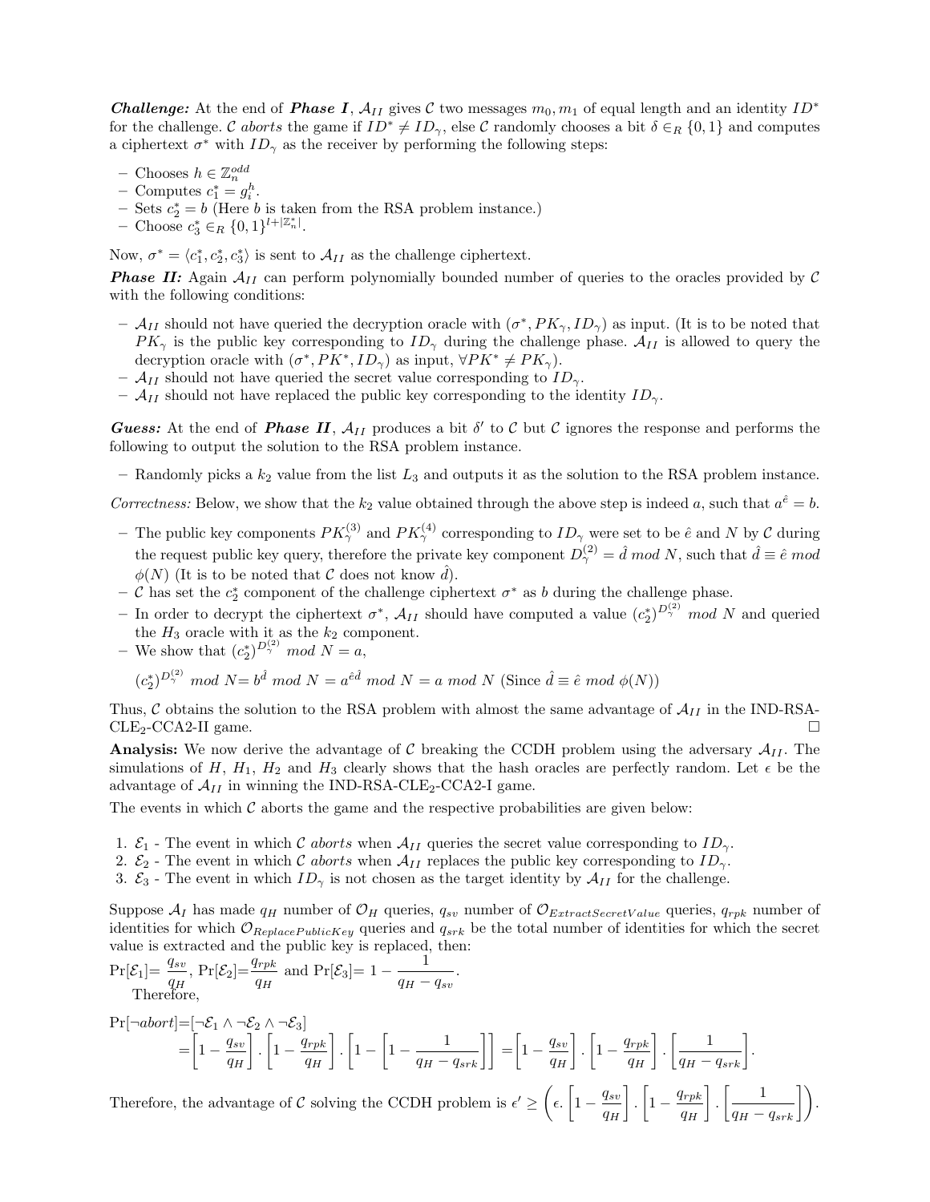***Challenge:*** At the end of ***Phase I***, $\mathcal{A}_{II}$ gives $\mathcal{C}$ two messages $m_0, m_1$ of equal length and an identity $ID^*$ for the challenge. $\mathcal{C}$ *aborts* the game if $ID^* \neq ID_\gamma$, else $\mathcal{C}$ randomly chooses a bit $\delta \in_R \{0,1\}$ and computes a ciphertext $\sigma^*$ with $ID_\gamma$ as the receiver by performing the following steps:

- Chooses $h \in \mathbb{Z}_n^{odd}$
- Computes $c_1^* = g_i^h$.
- Sets $c_2^* = b$ (Here $b$ is taken from the RSA problem instance.)
- Choose $c_3^* \in_R \{0,1\}^{l+|\mathbb{Z}_n^*|}$.

Now, $\sigma^* = \langle c_1^*, c_2^*, c_3^* \rangle$ is sent to $\mathcal{A}_{II}$ as the challenge ciphertext.

***Phase II:*** Again $\mathcal{A}_{II}$ can perform polynomially bounded number of queries to the oracles provided by $\mathcal{C}$ with the following conditions:

- $\mathcal{A}_{II}$ should not have queried the decryption oracle with $(\sigma^*, PK_\gamma, ID_\gamma)$ as input. (It is to be noted that $PK_\gamma$ is the public key corresponding to $ID_\gamma$ during the challenge phase. $\mathcal{A}_{II}$ is allowed to query the decryption oracle with $(\sigma^*, PK^*, ID_\gamma)$ as input, $\forall PK^* \neq PK_\gamma$).
- $\mathcal{A}_{II}$ should not have queried the secret value corresponding to $ID_\gamma$.
- $\mathcal{A}_{II}$ should not have replaced the public key corresponding to the identity $ID_\gamma$.

***Guess:*** At the end of ***Phase II***, $\mathcal{A}_{II}$ produces a bit $\delta'$ to $\mathcal{C}$ but $\mathcal{C}$ ignores the response and performs the following to output the solution to the RSA problem instance.

- Randomly picks a $k_2$ value from the list $L_3$ and outputs it as the solution to the RSA problem instance.

*Correctness:* Below, we show that the $k_2$ value obtained through the above step is indeed $a$, such that $a^{\hat{e}} = b$.

- The public key components $PK_\gamma^{(3)}$ and $PK_\gamma^{(4)}$ corresponding to $ID_\gamma$ were set to be $\hat{e}$ and $N$ by $\mathcal{C}$ during the request public key query, therefore the private key component $D_\gamma^{(2)} = \hat{d} \ mod \ N$, such that $\hat{d} \equiv \hat{e} \ mod \ \phi(N)$ (It is to be noted that $\mathcal{C}$ does not know $\hat{d}$).
- $\mathcal{C}$ has set the $c_2^*$ component of the challenge ciphertext $\sigma^*$ as $b$ during the challenge phase.
- In order to decrypt the ciphertext $\sigma^*$, $\mathcal{A}_{II}$ should have computed a value $(c_2^*)^{D_\gamma^{(2)}} \ mod \ N$ and queried the $H_3$ oracle with it as the $k_2$ component.
- We show that $(c_2^*)^{D_\gamma^{(2)}} \ mod \ N = a$,

  $(c_2^*)^{D_\gamma^{(2)}} \ mod \ N = b^{\hat{d}} \ mod \ N = a^{\hat{e}\hat{d}} \ mod \ N = a \ mod \ N$ (Since $\hat{d} \equiv \hat{e} \ mod \ \phi(N)$)

Thus, $\mathcal{C}$ obtains the solution to the RSA problem with almost the same advantage of $\mathcal{A}_{II}$ in the IND-RSA-CLE$_2$-CCA2-II game. □

**Analysis:** We now derive the advantage of $\mathcal{C}$ breaking the CCDH problem using the adversary $\mathcal{A}_{II}$. The simulations of $H$, $H_1$, $H_2$ and $H_3$ clearly shows that the hash oracles are perfectly random. Let $\epsilon$ be the advantage of $\mathcal{A}_{II}$ in winning the IND-RSA-CLE$_2$-CCA2-I game.

The events in which $\mathcal{C}$ aborts the game and the respective probabilities are given below:

1. $\mathcal{E}_1$ - The event in which $\mathcal{C}$ *aborts* when $\mathcal{A}_{II}$ queries the secret value corresponding to $ID_\gamma$.
2. $\mathcal{E}_2$ - The event in which $\mathcal{C}$ *aborts* when $\mathcal{A}_{II}$ replaces the public key corresponding to $ID_\gamma$.
3. $\mathcal{E}_3$ - The event in which $ID_\gamma$ is not chosen as the target identity by $\mathcal{A}_{II}$ for the challenge.

Suppose $\mathcal{A}_I$ has made $q_H$ number of $\mathcal{O}_H$ queries, $q_{sv}$ number of $\mathcal{O}_{ExtractSecretValue}$ queries, $q_{rpk}$ number of identities for which $\mathcal{O}_{ReplacePublicKey}$ queries and $q_{srk}$ be the total number of identities for which the secret value is extracted and the public key is replaced, then:

$\Pr[\mathcal{E}_1] = \frac{q_{sv}}{q_H}$, $\Pr[\mathcal{E}_2] = \frac{q_{rpk}}{q_H}$ and $\Pr[\mathcal{E}_3] = 1 - \frac{1}{q_H - q_{sv}}$.

Therefore,

$$
\begin{aligned}
\Pr[\neg abort] &= [\neg\mathcal{E}_1 \wedge \neg\mathcal{E}_2 \wedge \neg\mathcal{E}_3] \\
&= \left[1 - \frac{q_{sv}}{q_H}\right] \cdot \left[1 - \frac{q_{rpk}}{q_H}\right] \cdot \left[1 - \left[1 - \frac{1}{q_H - q_{srk}}\right]\right] = \left[1 - \frac{q_{sv}}{q_H}\right] \cdot \left[1 - \frac{q_{rpk}}{q_H}\right] \cdot \left[\frac{1}{q_H - q_{srk}}\right].
\end{aligned}
$$

Therefore, the advantage of $\mathcal{C}$ solving the CCDH problem is $\epsilon' \geq \left(\epsilon \cdot \left[1 - \frac{q_{sv}}{q_H}\right] \cdot \left[1 - \frac{q_{rpk}}{q_H}\right] \cdot \left[\frac{1}{q_H - q_{srk}}\right]\right)$.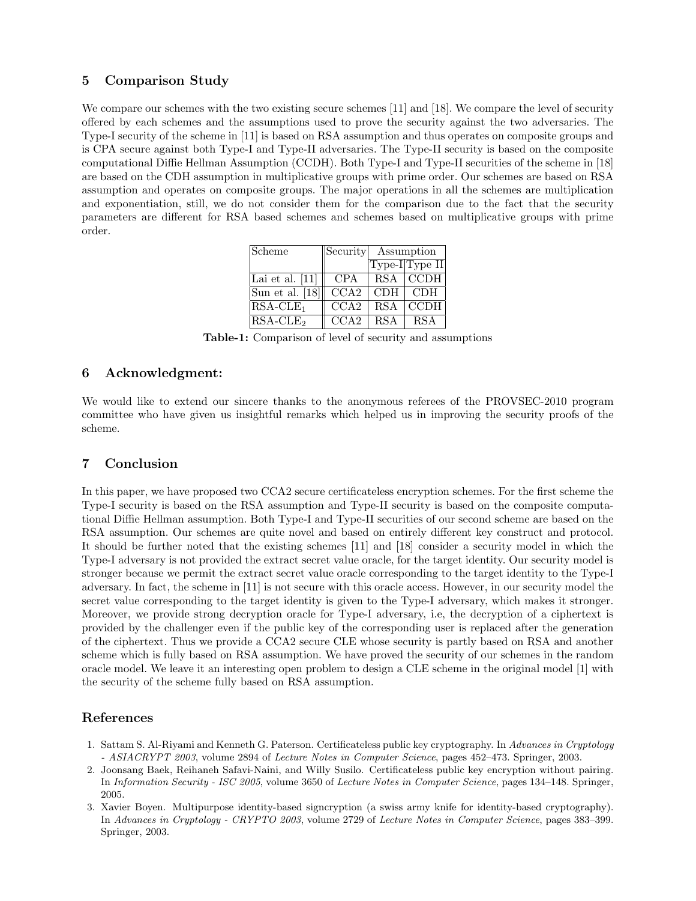## 5 Comparison Study

We compare our schemes with the two existing secure schemes [11] and [18]. We compare the level of security offered by each schemes and the assumptions used to prove the security against the two adversaries. The Type-I security of the scheme in [11] is based on RSA assumption and thus operates on composite groups and is CPA secure against both Type-I and Type-II adversaries. The Type-II security is based on the composite computational Diffie Hellman Assumption (CCDH). Both Type-I and Type-II securities of the scheme in [18] are based on the CDH assumption in multiplicative groups with prime order. Our schemes are based on RSA assumption and operates on composite groups. The major operations in all the schemes are multiplication and exponentiation, still, we do not consider them for the comparison due to the fact that the security parameters are different for RSA based schemes and schemes based on multiplicative groups with prime order.

| Scheme | Security | Assumption | |
|---|---|---|---|
| | | Type-I | Type II |
| Lai et al. [11] | CPA | RSA | CCDH |
| Sun et al. [18] | CCA2 | CDH | CDH |
| RSA-CLE$_1$ | CCA2 | RSA | CCDH |
| RSA-CLE$_2$ | CCA2 | RSA | RSA |

**Table-1:** Comparison of level of security and assumptions

## 6 Acknowledgment:

We would like to extend our sincere thanks to the anonymous referees of the PROVSEC-2010 program committee who have given us insightful remarks which helped us in improving the security proofs of the scheme.

## 7 Conclusion

In this paper, we have proposed two CCA2 secure certificateless encryption schemes. For the first scheme the Type-I security is based on the RSA assumption and Type-II security is based on the composite computational Diffie Hellman assumption. Both Type-I and Type-II securities of our second scheme are based on the RSA assumption. Our schemes are quite novel and based on entirely different key construct and protocol. It should be further noted that the existing schemes [11] and [18] consider a security model in which the Type-I adversary is not provided the extract secret value oracle, for the target identity. Our security model is stronger because we permit the extract secret value oracle corresponding to the target identity to the Type-I adversary. In fact, the scheme in [11] is not secure with this oracle access. However, in our security model the secret value corresponding to the target identity is given to the Type-I adversary, which makes it stronger. Moreover, we provide strong decryption oracle for Type-I adversary, i.e, the decryption of a ciphertext is provided by the challenger even if the public key of the corresponding user is replaced after the generation of the ciphertext. Thus we provide a CCA2 secure CLE whose security is partly based on RSA and another scheme which is fully based on RSA assumption. We have proved the security of our schemes in the random oracle model. We leave it an interesting open problem to design a CLE scheme in the original model [1] with the security of the scheme fully based on RSA assumption.

## References

1. Sattam S. Al-Riyami and Kenneth G. Paterson. Certificateless public key cryptography. In *Advances in Cryptology - ASIACRYPT 2003*, volume 2894 of *Lecture Notes in Computer Science*, pages 452–473. Springer, 2003.
2. Joonsang Baek, Reihaneh Safavi-Naini, and Willy Susilo. Certificateless public key encryption without pairing. In *Information Security - ISC 2005*, volume 3650 of *Lecture Notes in Computer Science*, pages 134–148. Springer, 2005.
3. Xavier Boyen. Multipurpose identity-based signcryption (a swiss army knife for identity-based cryptography). In *Advances in Cryptology - CRYPTO 2003*, volume 2729 of *Lecture Notes in Computer Science*, pages 383–399. Springer, 2003.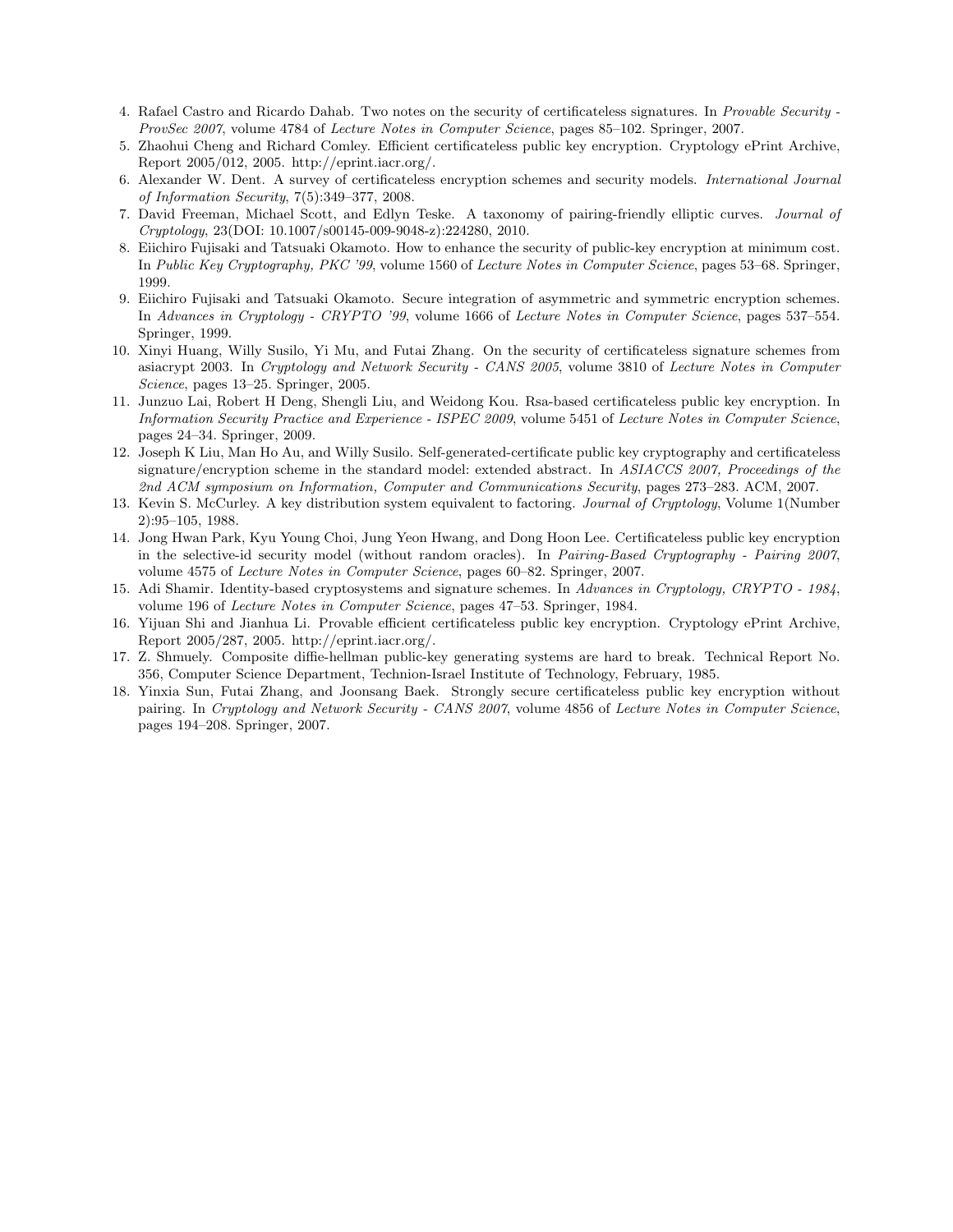4. Rafael Castro and Ricardo Dahab. Two notes on the security of certificateless signatures. In *Provable Security - ProvSec 2007*, volume 4784 of *Lecture Notes in Computer Science*, pages 85–102. Springer, 2007.
5. Zhaohui Cheng and Richard Comley. Efficient certificateless public key encryption. Cryptology ePrint Archive, Report 2005/012, 2005. http://eprint.iacr.org/.
6. Alexander W. Dent. A survey of certificateless encryption schemes and security models. *International Journal of Information Security*, 7(5):349–377, 2008.
7. David Freeman, Michael Scott, and Edlyn Teske. A taxonomy of pairing-friendly elliptic curves. *Journal of Cryptology*, 23(DOI: 10.1007/s00145-009-9048-z):224280, 2010.
8. Eiichiro Fujisaki and Tatsuaki Okamoto. How to enhance the security of public-key encryption at minimum cost. In *Public Key Cryptography, PKC '99*, volume 1560 of *Lecture Notes in Computer Science*, pages 53–68. Springer, 1999.
9. Eiichiro Fujisaki and Tatsuaki Okamoto. Secure integration of asymmetric and symmetric encryption schemes. In *Advances in Cryptology - CRYPTO '99*, volume 1666 of *Lecture Notes in Computer Science*, pages 537–554. Springer, 1999.
10. Xinyi Huang, Willy Susilo, Yi Mu, and Futai Zhang. On the security of certificateless signature schemes from asiacrypt 2003. In *Cryptology and Network Security - CANS 2005*, volume 3810 of *Lecture Notes in Computer Science*, pages 13–25. Springer, 2005.
11. Junzuo Lai, Robert H Deng, Shengli Liu, and Weidong Kou. Rsa-based certificateless public key encryption. In *Information Security Practice and Experience - ISPEC 2009*, volume 5451 of *Lecture Notes in Computer Science*, pages 24–34. Springer, 2009.
12. Joseph K Liu, Man Ho Au, and Willy Susilo. Self-generated-certificate public key cryptography and certificateless signature/encryption scheme in the standard model: extended abstract. In *ASIACCS 2007, Proceedings of the 2nd ACM symposium on Information, Computer and Communications Security*, pages 273–283. ACM, 2007.
13. Kevin S. McCurley. A key distribution system equivalent to factoring. *Journal of Cryptology*, Volume 1(Number 2):95–105, 1988.
14. Jong Hwan Park, Kyu Young Choi, Jung Yeon Hwang, and Dong Hoon Lee. Certificateless public key encryption in the selective-id security model (without random oracles). In *Pairing-Based Cryptography - Pairing 2007*, volume 4575 of *Lecture Notes in Computer Science*, pages 60–82. Springer, 2007.
15. Adi Shamir. Identity-based cryptosystems and signature schemes. In *Advances in Cryptology, CRYPTO - 1984*, volume 196 of *Lecture Notes in Computer Science*, pages 47–53. Springer, 1984.
16. Yijuan Shi and Jianhua Li. Provable efficient certificateless public key encryption. Cryptology ePrint Archive, Report 2005/287, 2005. http://eprint.iacr.org/.
17. Z. Shmuely. Composite diffie-hellman public-key generating systems are hard to break. Technical Report No. 356, Computer Science Department, Technion-Israel Institute of Technology, February, 1985.
18. Yinxia Sun, Futai Zhang, and Joonsang Baek. Strongly secure certificateless public key encryption without pairing. In *Cryptology and Network Security - CANS 2007*, volume 4856 of *Lecture Notes in Computer Science*, pages 194–208. Springer, 2007.